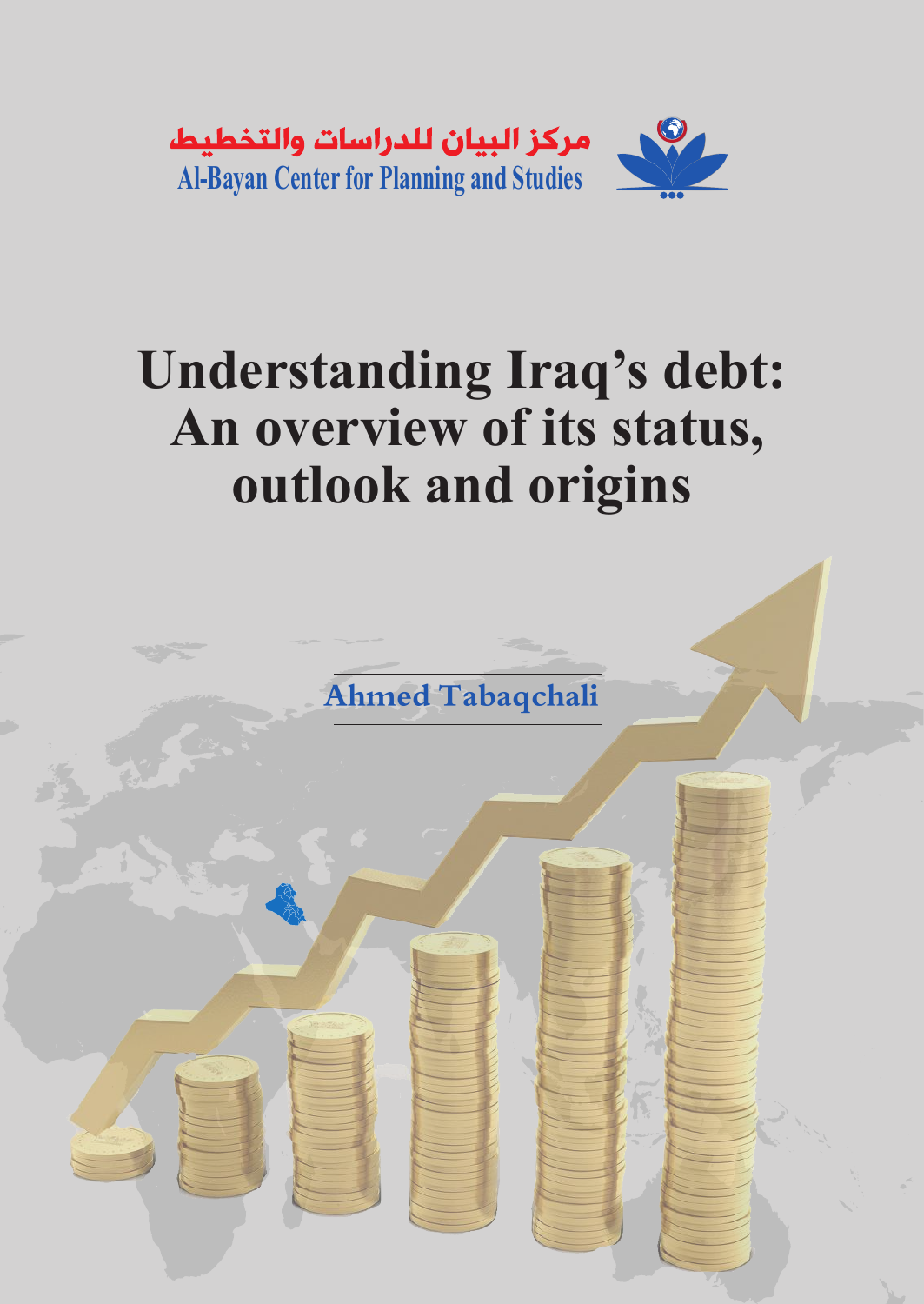مركز البيان للدراسات والتخطيط

Al-Bayan Center for Planning and Studies

# Understanding Iraq's debt: An overview of its status, outlook and origins

Ahmed Tabaqchali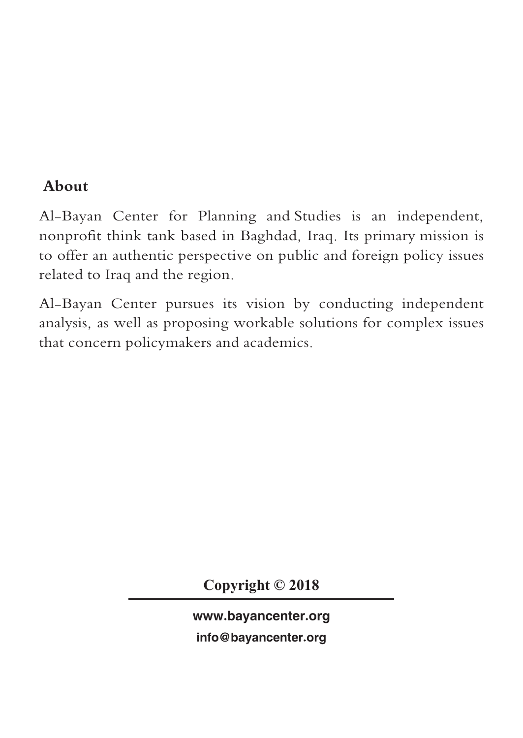## About

Al-Bayan Center for Planning and Studies is an independent, nonprofit think tank based in Baghdad, Iraq. Its primary mission is to offer an authentic perspective on public and foreign policy issues related to Iraq and the region.

Al-Bayan Center pursues its vision by conducting independent analysis, as well as proposing workable solutions for complex issues that concern policymakers and academics.

**Copyright © 2018**

**www.bayancenter.org**

**info@bayancenter.org**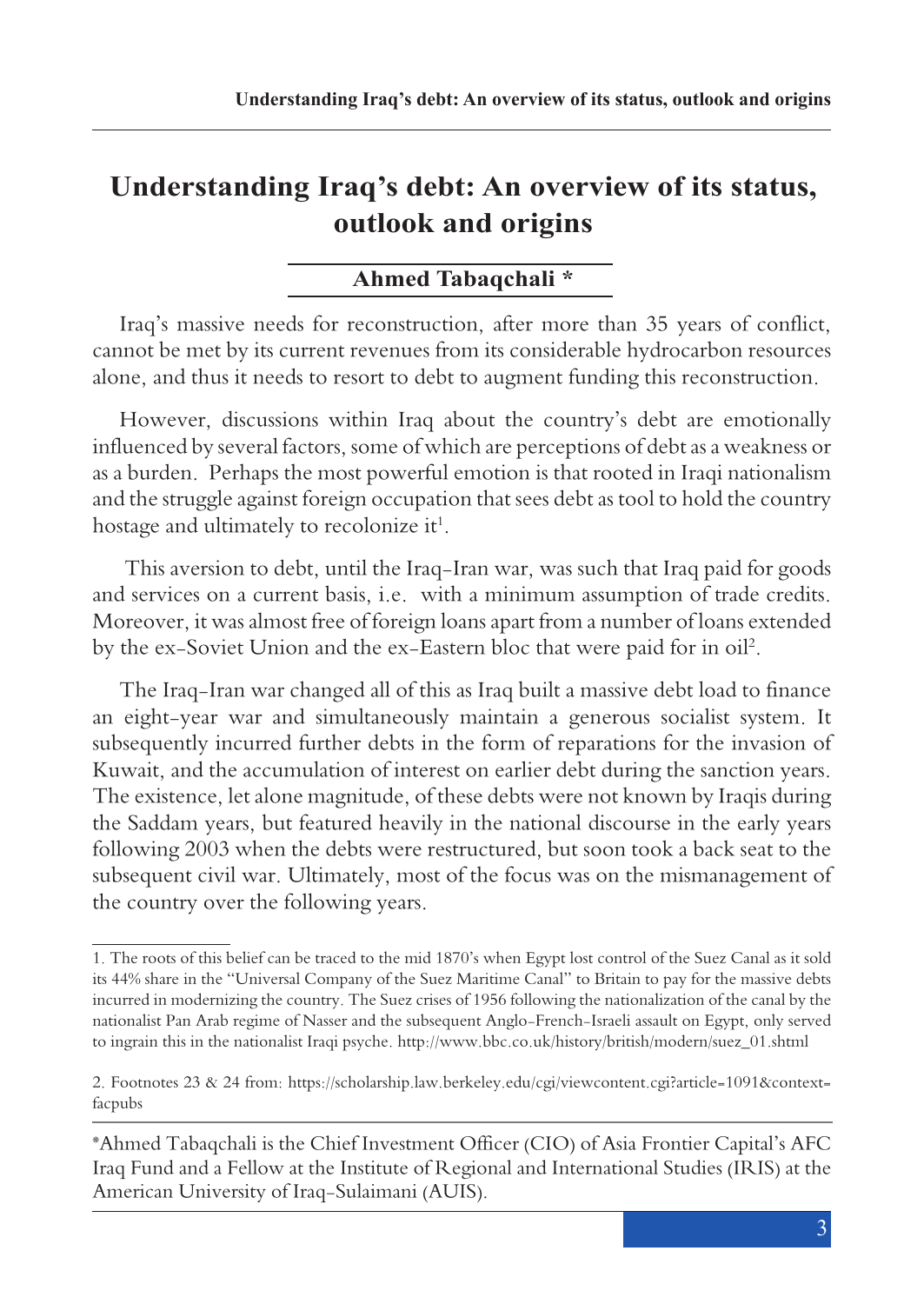# Understanding Iraq's debt: An overview of its status, outlook and origins

**Ahmed Tabaqchali ***

Iraq's massive needs for reconstruction, after more than 35 years of conflict, cannot be met by its current revenues from its considerable hydrocarbon resources alone, and thus it needs to resort to debt to augment funding this reconstruction.

However, discussions within Iraq about the country's debt are emotionally influenced by several factors, some of which are perceptions of debt as a weakness or as a burden. Perhaps the most powerful emotion is that rooted in Iraqi nationalism and the struggle against foreign occupation that sees debt as tool to hold the country hostage and ultimately to recolonize it[1].

This aversion to debt, until the Iraq-Iran war, was such that Iraq paid for goods and services on a current basis, i.e. with a minimum assumption of trade credits. Moreover, it was almost free of foreign loans apart from a number of loans extended by the ex-Soviet Union and the ex-Eastern bloc that were paid for in oil[2].

The Iraq-Iran war changed all of this as Iraq built a massive debt load to finance an eight-year war and simultaneously maintain a generous socialist system. It subsequently incurred further debts in the form of reparations for the invasion of Kuwait, and the accumulation of interest on earlier debt during the sanction years. The existence, let alone magnitude, of these debts were not known by Iraqis during the Saddam years, but featured heavily in the national discourse in the early years following 2003 when the debts were restructured, but soon took a back seat to the subsequent civil war. Ultimately, most of the focus was on the mismanagement of the country over the following years.

---

1. The roots of this belief can be traced to the mid 1870's when Egypt lost control of the Suez Canal as it sold its 44% share in the "Universal Company of the Suez Maritime Canal" to Britain to pay for the massive debts incurred in modernizing the country. The Suez crises of 1956 following the nationalization of the canal by the nationalist Pan Arab regime of Nasser and the subsequent Anglo-French-Israeli assault on Egypt, only served to ingrain this in the nationalist Iraqi psyche. http://www.bbc.co.uk/history/british/modern/suez_01.shtml

2. Footnotes 23 & 24 from: https://scholarship.law.berkeley.edu/cgi/viewcontent.cgi?article=1091&context=facpubs

*Ahmed Tabaqchali is the Chief Investment Officer (CIO) of Asia Frontier Capital's AFC Iraq Fund and a Fellow at the Institute of Regional and International Studies (IRIS) at the American University of Iraq-Sulaimani (AUIS).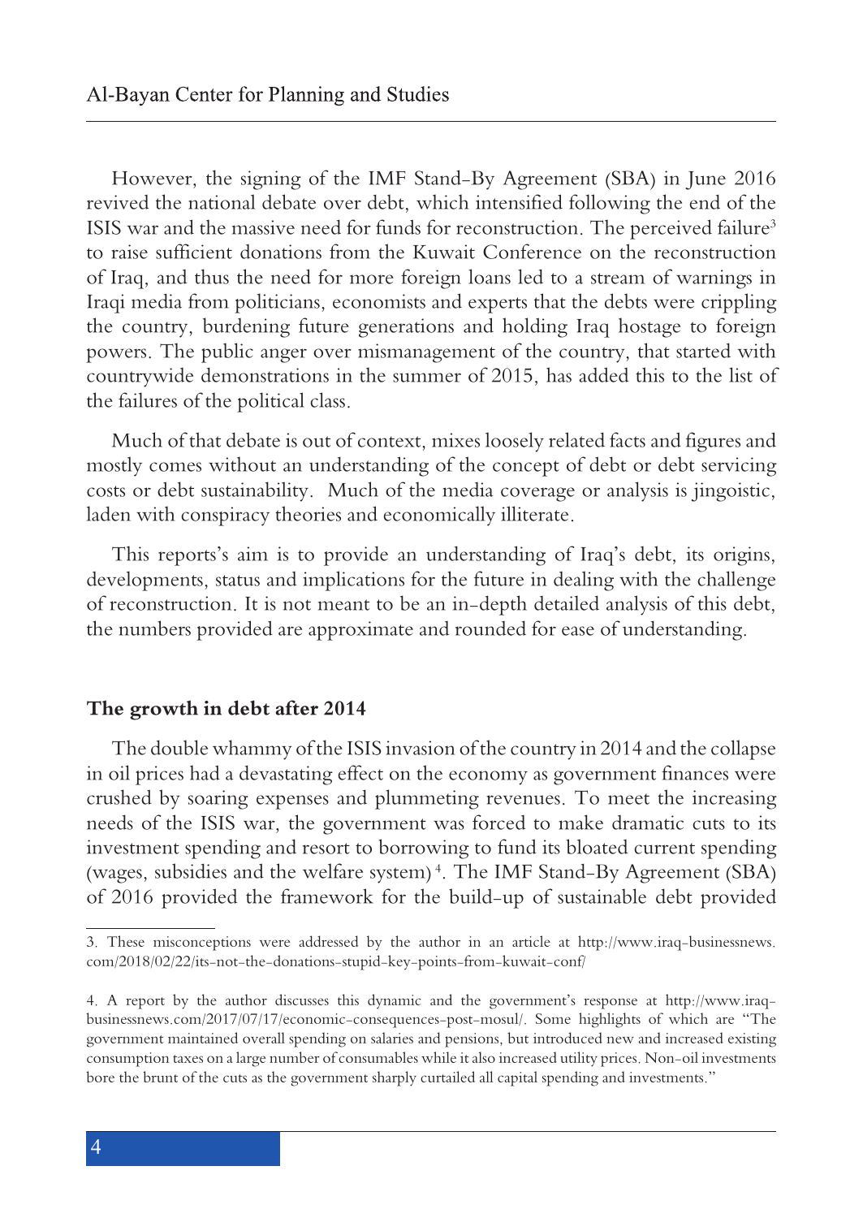However, the signing of the IMF Stand-By Agreement (SBA) in June 2016 revived the national debate over debt, which intensified following the end of the ISIS war and the massive need for funds for reconstruction. The perceived failure[3] to raise sufficient donations from the Kuwait Conference on the reconstruction of Iraq, and thus the need for more foreign loans led to a stream of warnings in Iraqi media from politicians, economists and experts that the debts were crippling the country, burdening future generations and holding Iraq hostage to foreign powers. The public anger over mismanagement of the country, that started with countrywide demonstrations in the summer of 2015, has added this to the list of the failures of the political class.

Much of that debate is out of context, mixes loosely related facts and figures and mostly comes without an understanding of the concept of debt or debt servicing costs or debt sustainability. Much of the media coverage or analysis is jingoistic, laden with conspiracy theories and economically illiterate.

This reports's aim is to provide an understanding of Iraq's debt, its origins, developments, status and implications for the future in dealing with the challenge of reconstruction. It is not meant to be an in-depth detailed analysis of this debt, the numbers provided are approximate and rounded for ease of understanding.

## The growth in debt after 2014

The double whammy of the ISIS invasion of the country in 2014 and the collapse in oil prices had a devastating effect on the economy as government finances were crushed by soaring expenses and plummeting revenues. To meet the increasing needs of the ISIS war, the government was forced to make dramatic cuts to its investment spending and resort to borrowing to fund its bloated current spending (wages, subsidies and the welfare system)[4]. The IMF Stand-By Agreement (SBA) of 2016 provided the framework for the build-up of sustainable debt provided

---

3. These misconceptions were addressed by the author in an article at http://www.iraq-businessnews.com/2018/02/22/its-not-the-donations-stupid-key-points-from-kuwait-conf/

4. A report by the author discusses this dynamic and the government's response at http://www.iraq-businessnews.com/2017/07/17/economic-consequences-post-mosul/. Some highlights of which are "The government maintained overall spending on salaries and pensions, but introduced new and increased existing consumption taxes on a large number of consumables while it also increased utility prices. Non-oil investments bore the brunt of the cuts as the government sharply curtailed all capital spending and investments."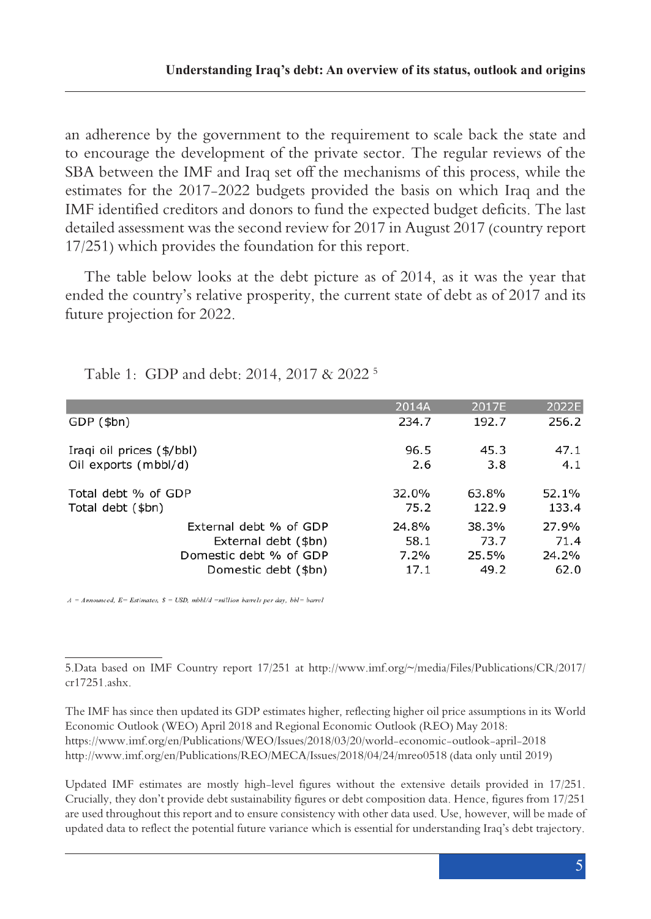an adherence by the government to the requirement to scale back the state and to encourage the development of the private sector. The regular reviews of the SBA between the IMF and Iraq set off the mechanisms of this process, while the estimates for the 2017-2022 budgets provided the basis on which Iraq and the IMF identified creditors and donors to fund the expected budget deficits. The last detailed assessment was the second review for 2017 in August 2017 (country report 17/251) which provides the foundation for this report.

The table below looks at the debt picture as of 2014, as it was the year that ended the country's relative prosperity, the current state of debt as of 2017 and its future projection for 2022.

Table 1: GDP and debt: 2014, 2017 & 2022 [5]

| | 2014A | 2017E | 2022E |
|---|---|---|---|
| GDP ($bn) | 234.7 | 192.7 | 256.2 |
| Iraqi oil prices ($/bbl) | 96.5 | 45.3 | 47.1 |
| Oil exports (mbbl/d) | 2.6 | 3.8 | 4.1 |
| Total debt % of GDP | 32.0% | 63.8% | 52.1% |
| Total debt ($bn) | 75.2 | 122.9 | 133.4 |
| External debt % of GDP | 24.8% | 38.3% | 27.9% |
| External debt ($bn) | 58.1 | 73.7 | 71.4 |
| Domestic debt % of GDP | 7.2% | 25.5% | 24.2% |
| Domestic debt ($bn) | 17.1 | 49.2 | 62.0 |

*A = Announced, E= Estimates, $ = USD, mbbl/d =million barrels per day, bbl= barrel*

---

5.Data based on IMF Country report 17/251 at http://www.imf.org/~/media/Files/Publications/CR/2017/cr17251.ashx.

The IMF has since then updated its GDP estimates higher, reflecting higher oil price assumptions in its World Economic Outlook (WEO) April 2018 and Regional Economic Outlook (REO) May 2018:
https://www.imf.org/en/Publications/WEO/Issues/2018/03/20/world-economic-outlook-april-2018
http://www.imf.org/en/Publications/REO/MECA/Issues/2018/04/24/mreo0518 (data only until 2019)

Updated IMF estimates are mostly high-level figures without the extensive details provided in 17/251. Crucially, they don't provide debt sustainability figures or debt composition data. Hence, figures from 17/251 are used throughout this report and to ensure consistency with other data used. Use, however, will be made of updated data to reflect the potential future variance which is essential for understanding Iraq's debt trajectory.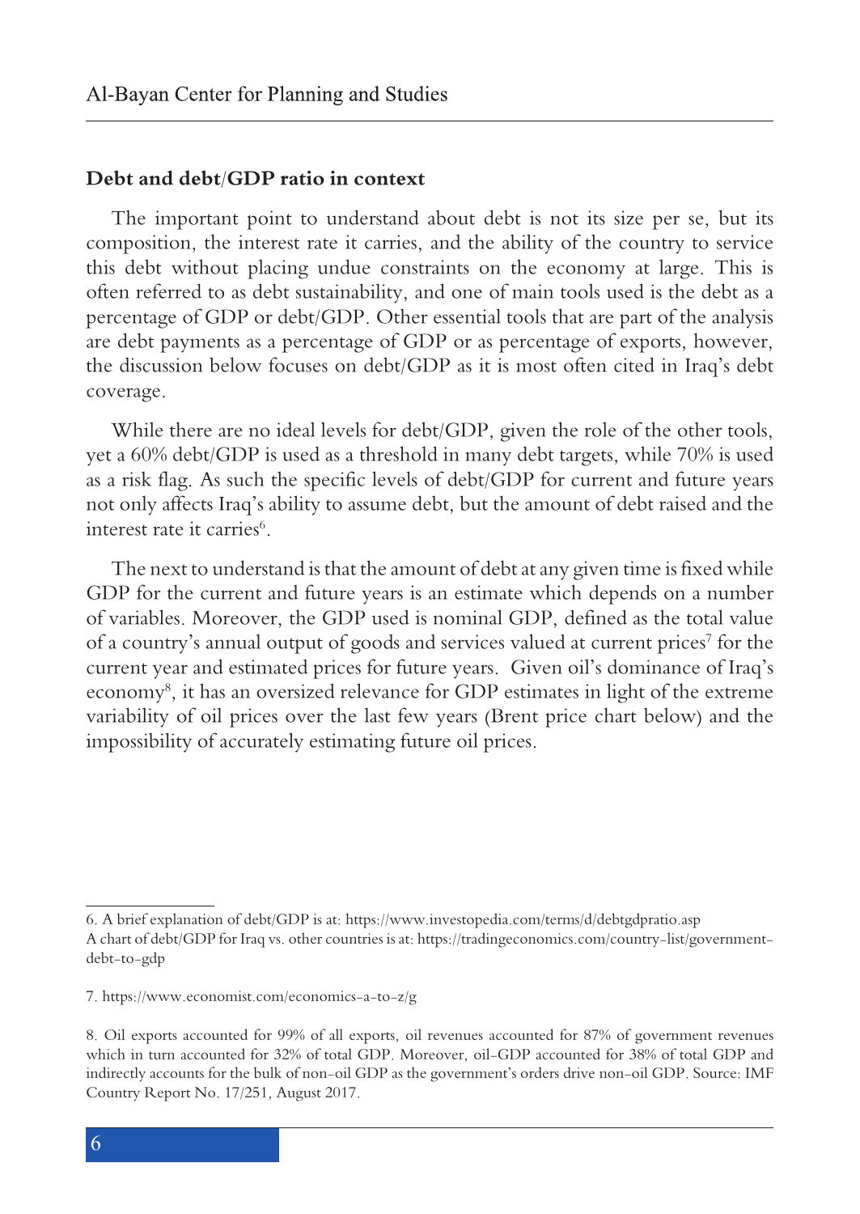## Debt and debt/GDP ratio in context

The important point to understand about debt is not its size per se, but its composition, the interest rate it carries, and the ability of the country to service this debt without placing undue constraints on the economy at large. This is often referred to as debt sustainability, and one of main tools used is the debt as a percentage of GDP or debt/GDP. Other essential tools that are part of the analysis are debt payments as a percentage of GDP or as percentage of exports, however, the discussion below focuses on debt/GDP as it is most often cited in Iraq's debt coverage.

While there are no ideal levels for debt/GDP, given the role of the other tools, yet a 60% debt/GDP is used as a threshold in many debt targets, while 70% is used as a risk flag. As such the specific levels of debt/GDP for current and future years not only affects Iraq's ability to assume debt, but the amount of debt raised and the interest rate it carries[6].

The next to understand is that the amount of debt at any given time is fixed while GDP for the current and future years is an estimate which depends on a number of variables. Moreover, the GDP used is nominal GDP, defined as the total value of a country's annual output of goods and services valued at current prices[7] for the current year and estimated prices for future years. Given oil's dominance of Iraq's economy[8], it has an oversized relevance for GDP estimates in light of the extreme variability of oil prices over the last few years (Brent price chart below) and the impossibility of accurately estimating future oil prices.

---

6. A brief explanation of debt/GDP is at: https://www.investopedia.com/terms/d/debtgdpratio.asp
A chart of debt/GDP for Iraq vs. other countries is at: https://tradingeconomics.com/country-list/government-debt-to-gdp

7. https://www.economist.com/economics-a-to-z/g

8. Oil exports accounted for 99% of all exports, oil revenues accounted for 87% of government revenues which in turn accounted for 32% of total GDP. Moreover, oil-GDP accounted for 38% of total GDP and indirectly accounts for the bulk of non-oil GDP as the government's orders drive non-oil GDP. Source: IMF Country Report No. 17/251, August 2017.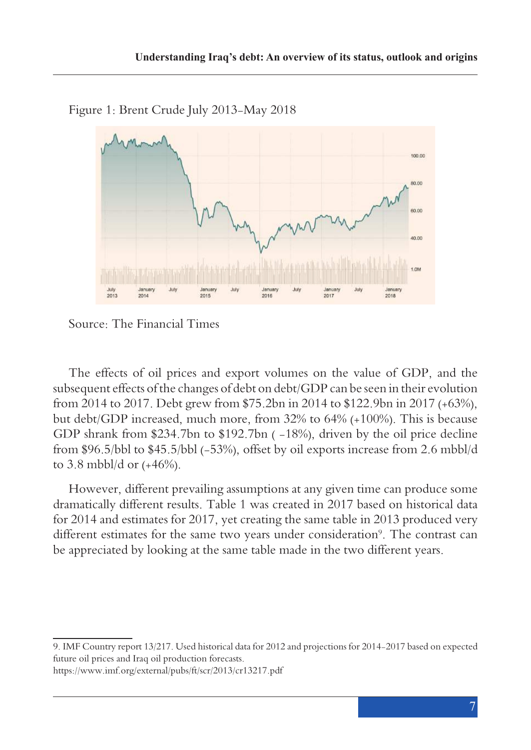Figure 1: Brent Crude July 2013-May 2018

Source: The Financial Times

The effects of oil prices and export volumes on the value of GDP, and the subsequent effects of the changes of debt on debt/GDP can be seen in their evolution from 2014 to 2017. Debt grew from \$75.2bn in 2014 to \$122.9bn in 2017 (+63%), but debt/GDP increased, much more, from 32% to 64% (+100%). This is because GDP shrank from \$234.7bn to \$192.7bn ( -18%), driven by the oil price decline from \$96.5/bbl to \$45.5/bbl (-53%), offset by oil exports increase from 2.6 mbbl/d to 3.8 mbbl/d or (+46%).

However, different prevailing assumptions at any given time can produce some dramatically different results. Table 1 was created in 2017 based on historical data for 2014 and estimates for 2017, yet creating the same table in 2013 produced very different estimates for the same two years under consideration[9]. The contrast can be appreciated by looking at the same table made in the two different years.

---

9. IMF Country report 13/217. Used historical data for 2012 and projections for 2014-2017 based on expected future oil prices and Iraq oil production forecasts.
https://www.imf.org/external/pubs/ft/scr/2013/cr13217.pdf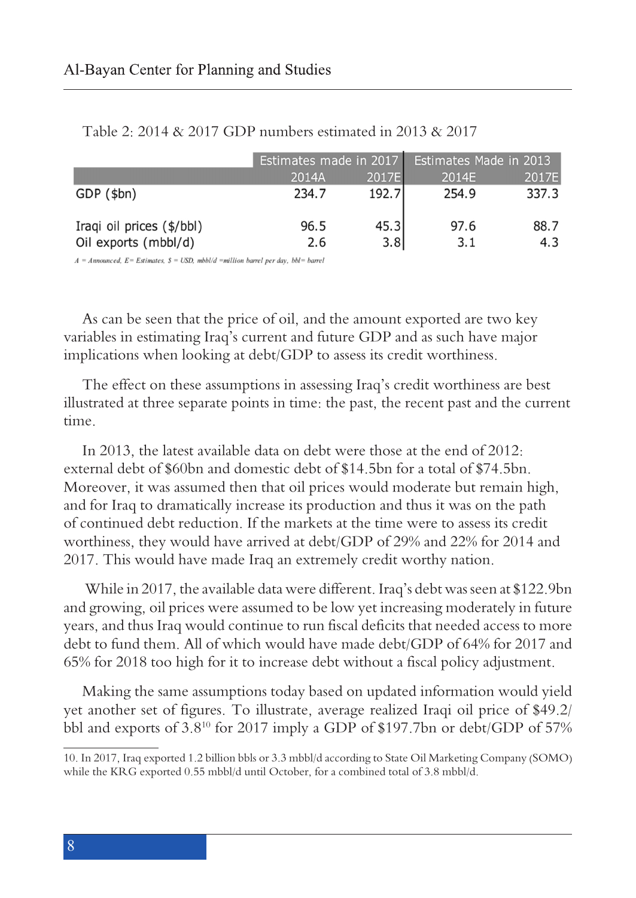Table 2: 2014 & 2017 GDP numbers estimated in 2013 & 2017

| | Estimates made in 2017 | | Estimates Made in 2013 | |
|---|---|---|---|---|
| | 2014A | 2017E | 2014E | 2017E |
| GDP ($bn) | 234.7 | 192.7 | 254.9 | 337.3 |
| Iraqi oil prices ($/bbl) | 96.5 | 45.3 | 97.6 | 88.7 |
| Oil exports (mbbl/d) | 2.6 | 3.8 | 3.1 | 4.3 |

*A = Announced, E= Estimates, $ = USD, mbbl/d =million barrel per day, bbl= barrel*

As can be seen that the price of oil, and the amount exported are two key variables in estimating Iraq's current and future GDP and as such have major implications when looking at debt/GDP to assess its credit worthiness.

The effect on these assumptions in assessing Iraq's credit worthiness are best illustrated at three separate points in time: the past, the recent past and the current time.

In 2013, the latest available data on debt were those at the end of 2012: external debt of $60bn and domestic debt of $14.5bn for a total of $74.5bn. Moreover, it was assumed then that oil prices would moderate but remain high, and for Iraq to dramatically increase its production and thus it was on the path of continued debt reduction. If the markets at the time were to assess its credit worthiness, they would have arrived at debt/GDP of 29% and 22% for 2014 and 2017. This would have made Iraq an extremely credit worthy nation.

While in 2017, the available data were different. Iraq's debt was seen at $122.9bn and growing, oil prices were assumed to be low yet increasing moderately in future years, and thus Iraq would continue to run fiscal deficits that needed access to more debt to fund them. All of which would have made debt/GDP of 64% for 2017 and 65% for 2018 too high for it to increase debt without a fiscal policy adjustment.

Making the same assumptions today based on updated information would yield yet another set of figures. To illustrate, average realized Iraqi oil price of $49.2/bbl and exports of 3.8[10] for 2017 imply a GDP of $197.7bn or debt/GDP of 57%

10. In 2017, Iraq exported 1.2 billion bbls or 3.3 mbbl/d according to State Oil Marketing Company (SOMO) while the KRG exported 0.55 mbbl/d until October, for a combined total of 3.8 mbbl/d.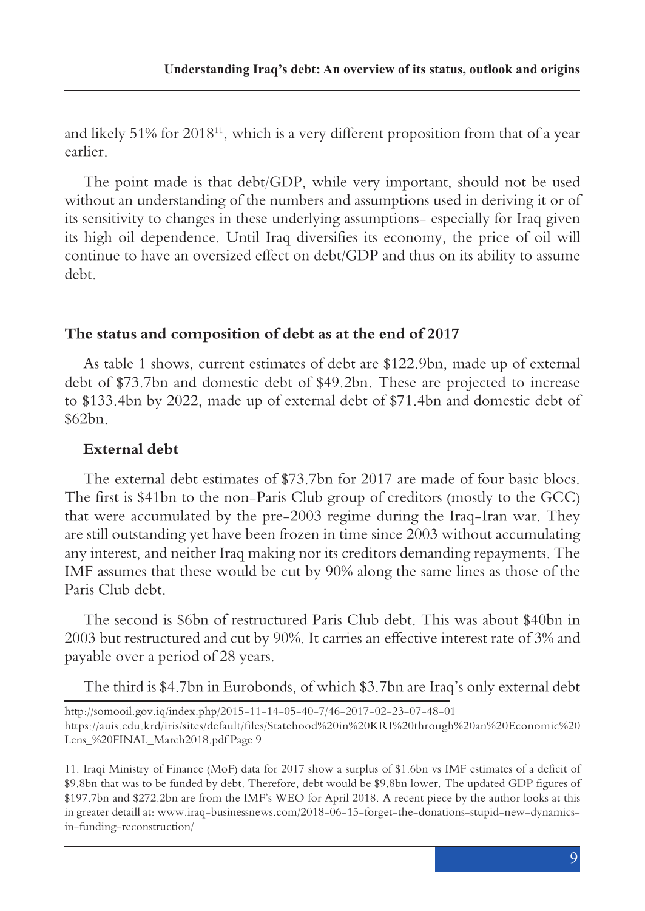and likely 51% for 2018[11], which is a very different proposition from that of a year earlier.

The point made is that debt/GDP, while very important, should not be used without an understanding of the numbers and assumptions used in deriving it or of its sensitivity to changes in these underlying assumptions- especially for Iraq given its high oil dependence. Until Iraq diversifies its economy, the price of oil will continue to have an oversized effect on debt/GDP and thus on its ability to assume debt.

## The status and composition of debt as at the end of 2017

As table 1 shows, current estimates of debt are $122.9bn, made up of external debt of $73.7bn and domestic debt of $49.2bn. These are projected to increase to $133.4bn by 2022, made up of external debt of $71.4bn and domestic debt of $62bn.

### External debt

The external debt estimates of $73.7bn for 2017 are made of four basic blocs. The first is $41bn to the non-Paris Club group of creditors (mostly to the GCC) that were accumulated by the pre-2003 regime during the Iraq-Iran war. They are still outstanding yet have been frozen in time since 2003 without accumulating any interest, and neither Iraq making nor its creditors demanding repayments. The IMF assumes that these would be cut by 90% along the same lines as those of the Paris Club debt.

The second is $6bn of restructured Paris Club debt. This was about $40bn in 2003 but restructured and cut by 90%. It carries an effective interest rate of 3% and payable over a period of 28 years.

The third is $4.7bn in Eurobonds, of which $3.7bn are Iraq's only external debt

---

http://somooil.gov.iq/index.php/2015-11-14-05-40-7/46-2017-02-23-07-48-01

https://auis.edu.krd/iris/sites/default/files/Statehood%20in%20KRI%20through%20an%20Economic%20Lens_%20FINAL_March2018.pdf Page 9

11. Iraqi Ministry of Finance (MoF) data for 2017 show a surplus of $1.6bn vs IMF estimates of a deficit of $9.8bn that was to be funded by debt. Therefore, debt would be $9.8bn lower. The updated GDP figures of $197.7bn and $272.2bn are from the IMF's WEO for April 2018. A recent piece by the author looks at this in greater detaill at: www.iraq-businessnews.com/2018-06-15-forget-the-donations-stupid-new-dynamics-in-funding-reconstruction/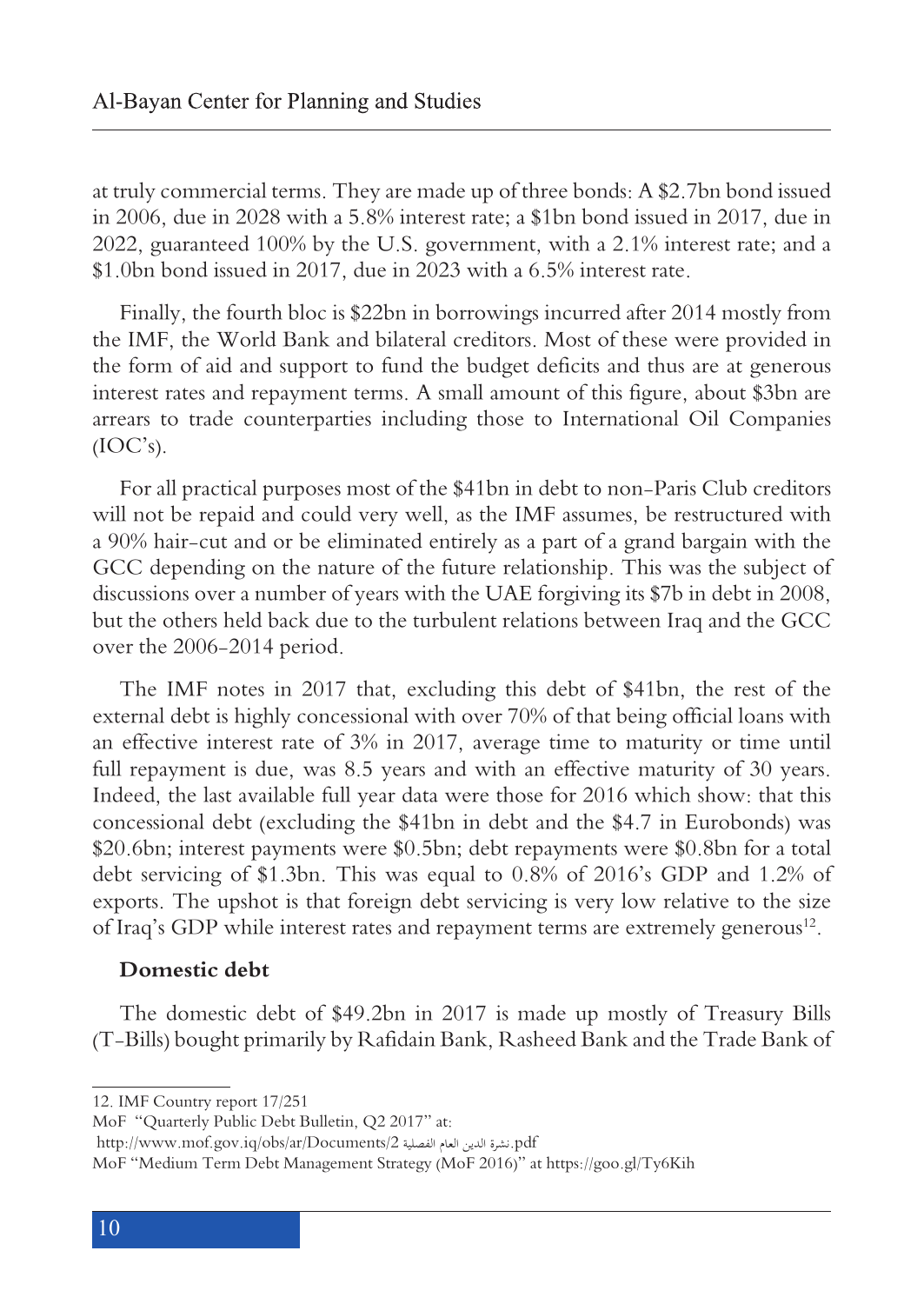at truly commercial terms. They are made up of three bonds: A $2.7bn bond issued in 2006, due in 2028 with a 5.8% interest rate; a $1bn bond issued in 2017, due in 2022, guaranteed 100% by the U.S. government, with a 2.1% interest rate; and a $1.0bn bond issued in 2017, due in 2023 with a 6.5% interest rate.

Finally, the fourth bloc is $22bn in borrowings incurred after 2014 mostly from the IMF, the World Bank and bilateral creditors. Most of these were provided in the form of aid and support to fund the budget deficits and thus are at generous interest rates and repayment terms. A small amount of this figure, about $3bn are arrears to trade counterparties including those to International Oil Companies (IOC's).

For all practical purposes most of the $41bn in debt to non-Paris Club creditors will not be repaid and could very well, as the IMF assumes, be restructured with a 90% hair-cut and or be eliminated entirely as a part of a grand bargain with the GCC depending on the nature of the future relationship. This was the subject of discussions over a number of years with the UAE forgiving its $7b in debt in 2008, but the others held back due to the turbulent relations between Iraq and the GCC over the 2006-2014 period.

The IMF notes in 2017 that, excluding this debt of $41bn, the rest of the external debt is highly concessional with over 70% of that being official loans with an effective interest rate of 3% in 2017, average time to maturity or time until full repayment is due, was 8.5 years and with an effective maturity of 30 years. Indeed, the last available full year data were those for 2016 which show: that this concessional debt (excluding the $41bn in debt and the $4.7 in Eurobonds) was $20.6bn; interest payments were $0.5bn; debt repayments were $0.8bn for a total debt servicing of $1.3bn. This was equal to 0.8% of 2016's GDP and 1.2% of exports. The upshot is that foreign debt servicing is very low relative to the size of Iraq's GDP while interest rates and repayment terms are extremely generous[12].

### Domestic debt

The domestic debt of $49.2bn in 2017 is made up mostly of Treasury Bills (T-Bills) bought primarily by Rafidain Bank, Rasheed Bank and the Trade Bank of

---

12. IMF Country report 17/251

MoF "Quarterly Public Debt Bulletin, Q2 2017" at:

http://www.mof.gov.iq/obs/ar/Documents/2 نشرة الدين العام الفصلية.pdf

MoF "Medium Term Debt Management Strategy (MoF 2016)" at https://goo.gl/Ty6Kih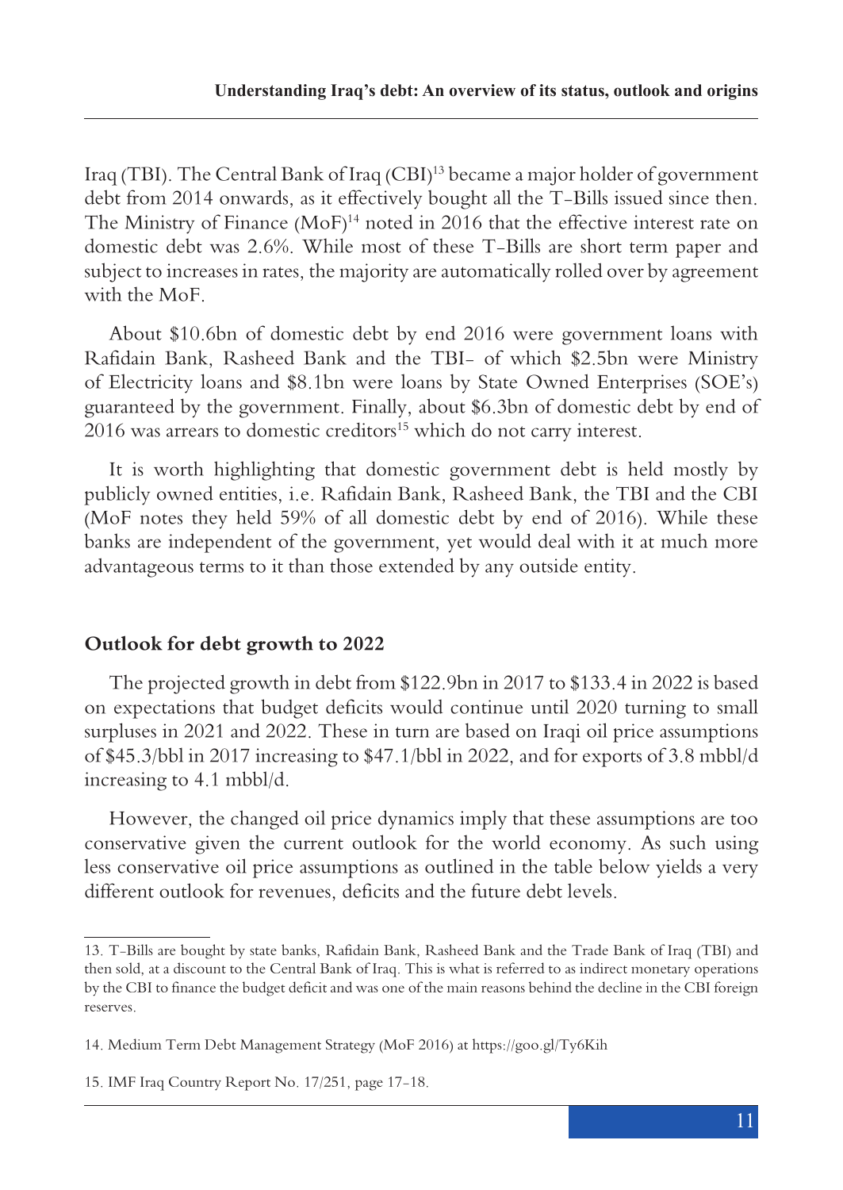Iraq (TBI). The Central Bank of Iraq (CBI)[13] became a major holder of government debt from 2014 onwards, as it effectively bought all the T-Bills issued since then. The Ministry of Finance (MoF)[14] noted in 2016 that the effective interest rate on domestic debt was 2.6%. While most of these T-Bills are short term paper and subject to increases in rates, the majority are automatically rolled over by agreement with the MoF.

About $10.6bn of domestic debt by end 2016 were government loans with Rafidain Bank, Rasheed Bank and the TBI- of which $2.5bn were Ministry of Electricity loans and $8.1bn were loans by State Owned Enterprises (SOE's) guaranteed by the government. Finally, about $6.3bn of domestic debt by end of 2016 was arrears to domestic creditors[15] which do not carry interest.

It is worth highlighting that domestic government debt is held mostly by publicly owned entities, i.e. Rafidain Bank, Rasheed Bank, the TBI and the CBI (MoF notes they held 59% of all domestic debt by end of 2016). While these banks are independent of the government, yet would deal with it at much more advantageous terms to it than those extended by any outside entity.

## Outlook for debt growth to 2022

The projected growth in debt from $122.9bn in 2017 to $133.4 in 2022 is based on expectations that budget deficits would continue until 2020 turning to small surpluses in 2021 and 2022. These in turn are based on Iraqi oil price assumptions of $45.3/bbl in 2017 increasing to $47.1/bbl in 2022, and for exports of 3.8 mbbl/d increasing to 4.1 mbbl/d.

However, the changed oil price dynamics imply that these assumptions are too conservative given the current outlook for the world economy. As such using less conservative oil price assumptions as outlined in the table below yields a very different outlook for revenues, deficits and the future debt levels.

---

13. T-Bills are bought by state banks, Rafidain Bank, Rasheed Bank and the Trade Bank of Iraq (TBI) and then sold, at a discount to the Central Bank of Iraq. This is what is referred to as indirect monetary operations by the CBI to finance the budget deficit and was one of the main reasons behind the decline in the CBI foreign reserves.

14. Medium Term Debt Management Strategy (MoF 2016) at https://goo.gl/Ty6Kih

15. IMF Iraq Country Report No. 17/251, page 17-18.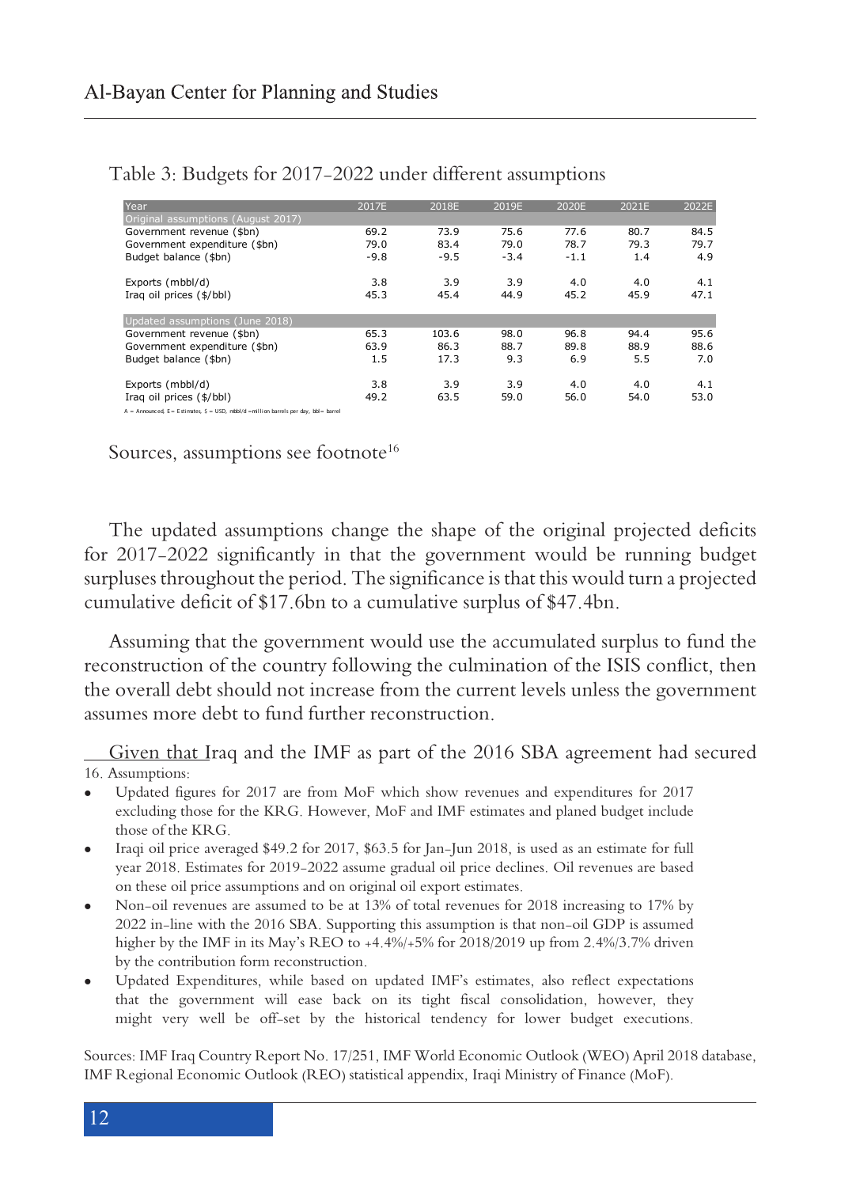Table 3: Budgets for 2017-2022 under different assumptions

| Year | 2017E | 2018E | 2019E | 2020E | 2021E | 2022E |
|---|---|---|---|---|---|---|
| Original assumptions (August 2017) | | | | | | |
| Government revenue ($bn) | 69.2 | 73.9 | 75.6 | 77.6 | 80.7 | 84.5 |
| Government expenditure ($bn) | 79.0 | 83.4 | 79.0 | 78.7 | 79.3 | 79.7 |
| Budget balance ($bn) | -9.8 | -9.5 | -3.4 | -1.1 | 1.4 | 4.9 |
| Exports (mbbl/d) | 3.8 | 3.9 | 3.9 | 4.0 | 4.0 | 4.1 |
| Iraq oil prices ($/bbl) | 45.3 | 45.4 | 44.9 | 45.2 | 45.9 | 47.1 |
| Updated assumptions (June 2018) | | | | | | |
| Government revenue ($bn) | 65.3 | 103.6 | 98.0 | 96.8 | 94.4 | 95.6 |
| Government expenditure ($bn) | 63.9 | 86.3 | 88.7 | 89.8 | 88.9 | 88.6 |
| Budget balance ($bn) | 1.5 | 17.3 | 9.3 | 6.9 | 5.5 | 7.0 |
| Exports (mbbl/d) | 3.8 | 3.9 | 3.9 | 4.0 | 4.0 | 4.1 |
| Iraq oil prices ($/bbl) | 49.2 | 63.5 | 59.0 | 56.0 | 54.0 | 53.0 |

A = Announced, E= Estimates, $ = USD, mbbl/d =million barrels per day, bbl= barrel

Sources, assumptions see footnote[16]

The updated assumptions change the shape of the original projected deficits for 2017-2022 significantly in that the government would be running budget surpluses throughout the period. The significance is that this would turn a projected cumulative deficit of $17.6bn to a cumulative surplus of $47.4bn.

Assuming that the government would use the accumulated surplus to fund the reconstruction of the country following the culmination of the ISIS conflict, then the overall debt should not increase from the current levels unless the government assumes more debt to fund further reconstruction.

Given that Iraq and the IMF as part of the 2016 SBA agreement had secured

16. Assumptions:

- Updated figures for 2017 are from MoF which show revenues and expenditures for 2017 excluding those for the KRG. However, MoF and IMF estimates and planed budget include those of the KRG.
- Iraqi oil price averaged $49.2 for 2017, $63.5 for Jan-Jun 2018, is used as an estimate for full year 2018. Estimates for 2019-2022 assume gradual oil price declines. Oil revenues are based on these oil price assumptions and on original oil export estimates.
- Non-oil revenues are assumed to be at 13% of total revenues for 2018 increasing to 17% by 2022 in-line with the 2016 SBA. Supporting this assumption is that non-oil GDP is assumed higher by the IMF in its May's REO to +4.4%/+5% for 2018/2019 up from 2.4%/3.7% driven by the contribution form reconstruction.
- Updated Expenditures, while based on updated IMF's estimates, also reflect expectations that the government will ease back on its tight fiscal consolidation, however, they might very well be off-set by the historical tendency for lower budget executions.

Sources: IMF Iraq Country Report No. 17/251, IMF World Economic Outlook (WEO) April 2018 database, IMF Regional Economic Outlook (REO) statistical appendix, Iraqi Ministry of Finance (MoF).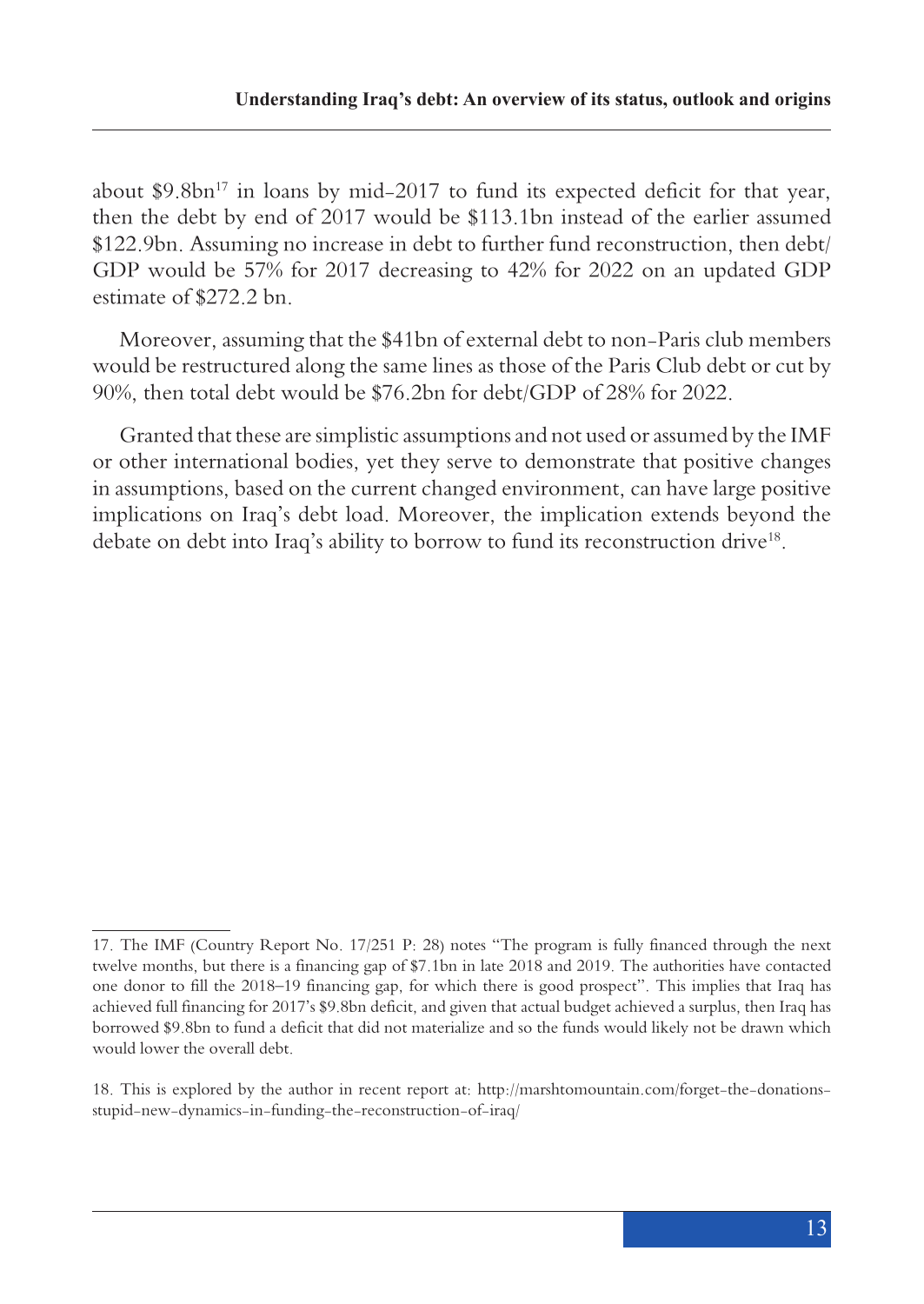about $9.8bn[17] in loans by mid-2017 to fund its expected deficit for that year, then the debt by end of 2017 would be $113.1bn instead of the earlier assumed $122.9bn. Assuming no increase in debt to further fund reconstruction, then debt/GDP would be 57% for 2017 decreasing to 42% for 2022 on an updated GDP estimate of $272.2 bn.

Moreover, assuming that the $41bn of external debt to non-Paris club members would be restructured along the same lines as those of the Paris Club debt or cut by 90%, then total debt would be $76.2bn for debt/GDP of 28% for 2022.

Granted that these are simplistic assumptions and not used or assumed by the IMF or other international bodies, yet they serve to demonstrate that positive changes in assumptions, based on the current changed environment, can have large positive implications on Iraq's debt load. Moreover, the implication extends beyond the debate on debt into Iraq's ability to borrow to fund its reconstruction drive[18].

---

17. The IMF (Country Report No. 17/251 P: 28) notes "The program is fully financed through the next twelve months, but there is a financing gap of $7.1bn in late 2018 and 2019. The authorities have contacted one donor to fill the 2018–19 financing gap, for which there is good prospect". This implies that Iraq has achieved full financing for 2017's $9.8bn deficit, and given that actual budget achieved a surplus, then Iraq has borrowed $9.8bn to fund a deficit that did not materialize and so the funds would likely not be drawn which would lower the overall debt.

18. This is explored by the author in recent report at: http://marshtomountain.com/forget-the-donations-stupid-new-dynamics-in-funding-the-reconstruction-of-iraq/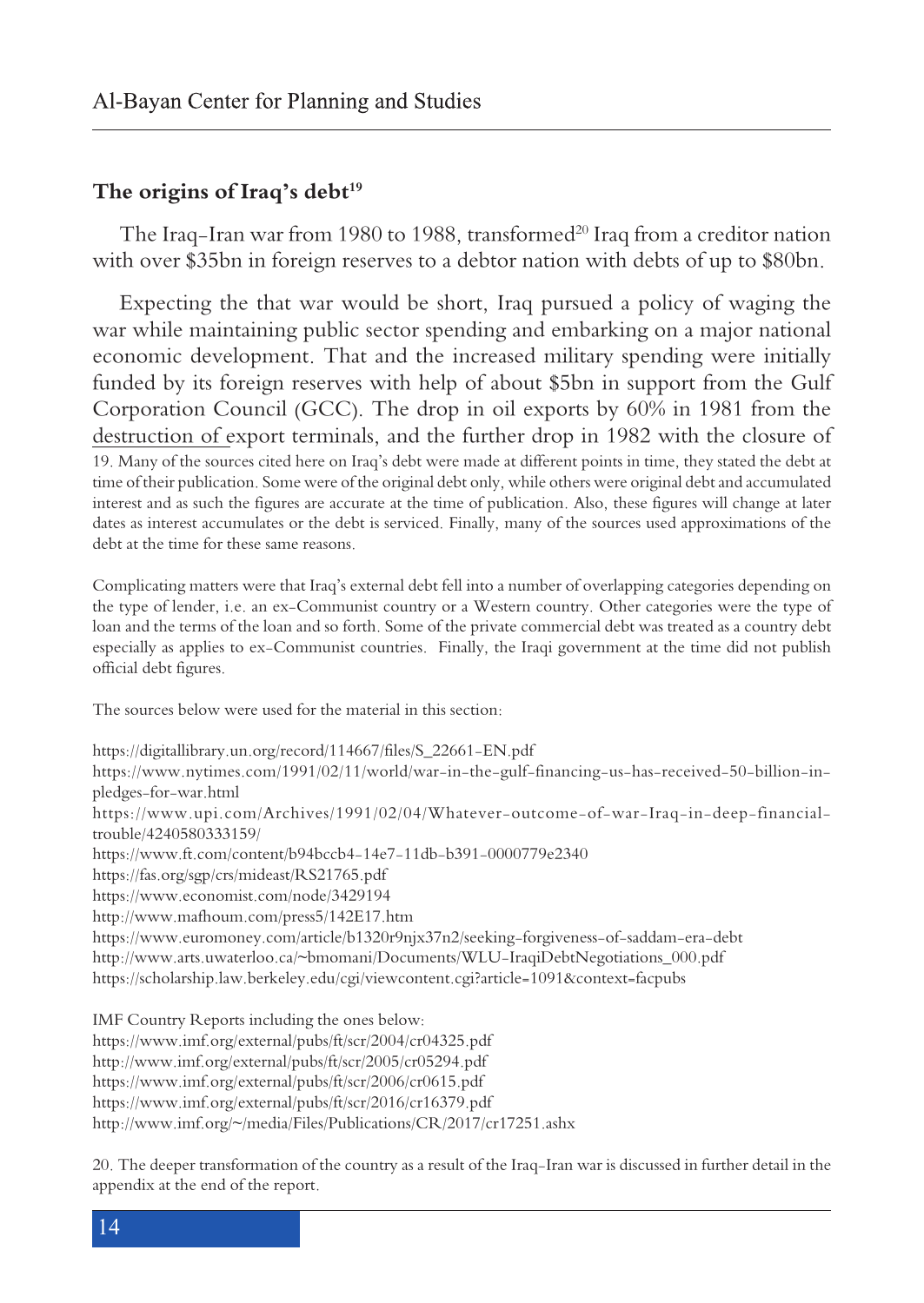## The origins of Iraq's debt[19]

The Iraq-Iran war from 1980 to 1988, transformed[20] Iraq from a creditor nation with over $35bn in foreign reserves to a debtor nation with debts of up to $80bn.

Expecting the that war would be short, Iraq pursued a policy of waging the war while maintaining public sector spending and embarking on a major national economic development. That and the increased military spending were initially funded by its foreign reserves with help of about $5bn in support from the Gulf Corporation Council (GCC). The drop in oil exports by 60% in 1981 from the destruction of export terminals, and the further drop in 1982 with the closure of

19. Many of the sources cited here on Iraq's debt were made at different points in time, they stated the debt at time of their publication. Some were of the original debt only, while others were original debt and accumulated interest and as such the figures are accurate at the time of publication. Also, these figures will change at later dates as interest accumulates or the debt is serviced. Finally, many of the sources used approximations of the debt at the time for these same reasons.

Complicating matters were that Iraq's external debt fell into a number of overlapping categories depending on the type of lender, i.e. an ex-Communist country or a Western country. Other categories were the type of loan and the terms of the loan and so forth. Some of the private commercial debt was treated as a country debt especially as applies to ex-Communist countries. Finally, the Iraqi government at the time did not publish official debt figures.

The sources below were used for the material in this section:

https://digitallibrary.un.org/record/114667/files/S_22661-EN.pdf
https://www.nytimes.com/1991/02/11/world/war-in-the-gulf-financing-us-has-received-50-billion-in-pledges-for-war.html
https://www.upi.com/Archives/1991/02/04/Whatever-outcome-of-war-Iraq-in-deep-financial-trouble/4240580333159/
https://www.ft.com/content/b94bccb4-14e7-11db-b391-0000779e2340
https://fas.org/sgp/crs/mideast/RS21765.pdf
https://www.economist.com/node/3429194
http://www.mafhoum.com/press5/142E17.htm
https://www.euromoney.com/article/b1320r9njx37n2/seeking-forgiveness-of-saddam-era-debt
http://www.arts.uwaterloo.ca/~bmomani/Documents/WLU-IraqiDebtNegotiations_000.pdf
https://scholarship.law.berkeley.edu/cgi/viewcontent.cgi?article=1091&context=facpubs

IMF Country Reports including the ones below:
https://www.imf.org/external/pubs/ft/scr/2004/cr04325.pdf
http://www.imf.org/external/pubs/ft/scr/2005/cr05294.pdf
https://www.imf.org/external/pubs/ft/scr/2006/cr0615.pdf
https://www.imf.org/external/pubs/ft/scr/2016/cr16379.pdf
http://www.imf.org/~/media/Files/Publications/CR/2017/cr17251.ashx

20. The deeper transformation of the country as a result of the Iraq-Iran war is discussed in further detail in the appendix at the end of the report.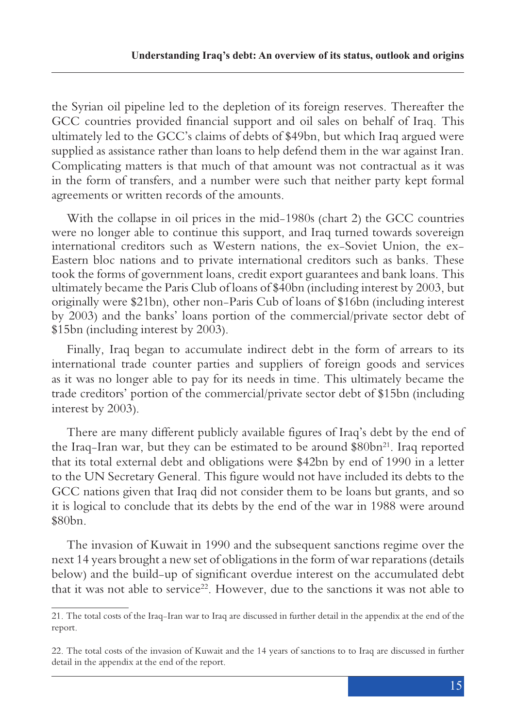the Syrian oil pipeline led to the depletion of its foreign reserves. Thereafter the GCC countries provided financial support and oil sales on behalf of Iraq. This ultimately led to the GCC's claims of debts of $49bn, but which Iraq argued were supplied as assistance rather than loans to help defend them in the war against Iran. Complicating matters is that much of that amount was not contractual as it was in the form of transfers, and a number were such that neither party kept formal agreements or written records of the amounts.

With the collapse in oil prices in the mid-1980s (chart 2) the GCC countries were no longer able to continue this support, and Iraq turned towards sovereign international creditors such as Western nations, the ex-Soviet Union, the ex-Eastern bloc nations and to private international creditors such as banks. These took the forms of government loans, credit export guarantees and bank loans. This ultimately became the Paris Club of loans of $40bn (including interest by 2003, but originally were $21bn), other non-Paris Cub of loans of $16bn (including interest by 2003) and the banks' loans portion of the commercial/private sector debt of $15bn (including interest by 2003).

Finally, Iraq began to accumulate indirect debt in the form of arrears to its international trade counter parties and suppliers of foreign goods and services as it was no longer able to pay for its needs in time. This ultimately became the trade creditors' portion of the commercial/private sector debt of $15bn (including interest by 2003).

There are many different publicly available figures of Iraq's debt by the end of the Iraq-Iran war, but they can be estimated to be around $80bn[21]. Iraq reported that its total external debt and obligations were $42bn by end of 1990 in a letter to the UN Secretary General. This figure would not have included its debts to the GCC nations given that Iraq did not consider them to be loans but grants, and so it is logical to conclude that its debts by the end of the war in 1988 were around $80bn.

The invasion of Kuwait in 1990 and the subsequent sanctions regime over the next 14 years brought a new set of obligations in the form of war reparations (details below) and the build-up of significant overdue interest on the accumulated debt that it was not able to service[22]. However, due to the sanctions it was not able to

---

21. The total costs of the Iraq-Iran war to Iraq are discussed in further detail in the appendix at the end of the report.

22. The total costs of the invasion of Kuwait and the 14 years of sanctions to to Iraq are discussed in further detail in the appendix at the end of the report.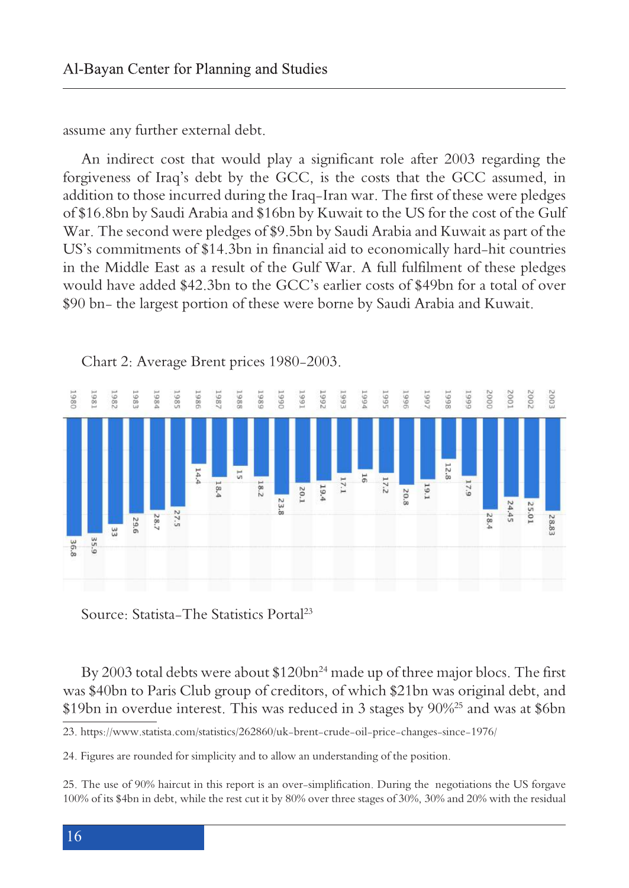assume any further external debt.

An indirect cost that would play a significant role after 2003 regarding the forgiveness of Iraq's debt by the GCC, is the costs that the GCC assumed, in addition to those incurred during the Iraq-Iran war. The first of these were pledges of $16.8bn by Saudi Arabia and $16bn by Kuwait to the US for the cost of the Gulf War. The second were pledges of $9.5bn by Saudi Arabia and Kuwait as part of the US's commitments of $14.3bn in financial aid to economically hard-hit countries in the Middle East as a result of the Gulf War. A full fulfilment of these pledges would have added $42.3bn to the GCC's earlier costs of $49bn for a total of over $90 bn- the largest portion of these were borne by Saudi Arabia and Kuwait.

Chart 2: Average Brent prices 1980-2003.

| Year | Price |
|---|---|
| 1980 | 36.8 |
| 1981 | 35.9 |
| 1982 | 33 |
| 1983 | 29.6 |
| 1984 | 28.7 |
| 1985 | 27.5 |
| 1986 | 14.4 |
| 1987 | 18.4 |
| 1988 | 15 |
| 1989 | 18.2 |
| 1990 | 23.8 |
| 1991 | 20.1 |
| 1992 | 19.4 |
| 1993 | 17.1 |
| 1994 | 16 |
| 1995 | 17.2 |
| 1996 | 20.8 |
| 1997 | 19.1 |
| 1998 | 12.8 |
| 1999 | 17.9 |
| 2000 | 28.4 |
| 2001 | 24.45 |
| 2002 | 25.01 |
| 2003 | 28.83 |

Source: Statista-The Statistics Portal[23]

By 2003 total debts were about $120bn[24] made up of three major blocs. The first was $40bn to Paris Club group of creditors, of which $21bn was original debt, and $19bn in overdue interest. This was reduced in 3 stages by 90%[25] and was at $6bn

23. https://www.statista.com/statistics/262860/uk-brent-crude-oil-price-changes-since-1976/

24. Figures are rounded for simplicity and to allow an understanding of the position.

25. The use of 90% haircut in this report is an over-simplification. During the negotiations the US forgave 100% of its $4bn in debt, while the rest cut it by 80% over three stages of 30%, 30% and 20% with the residual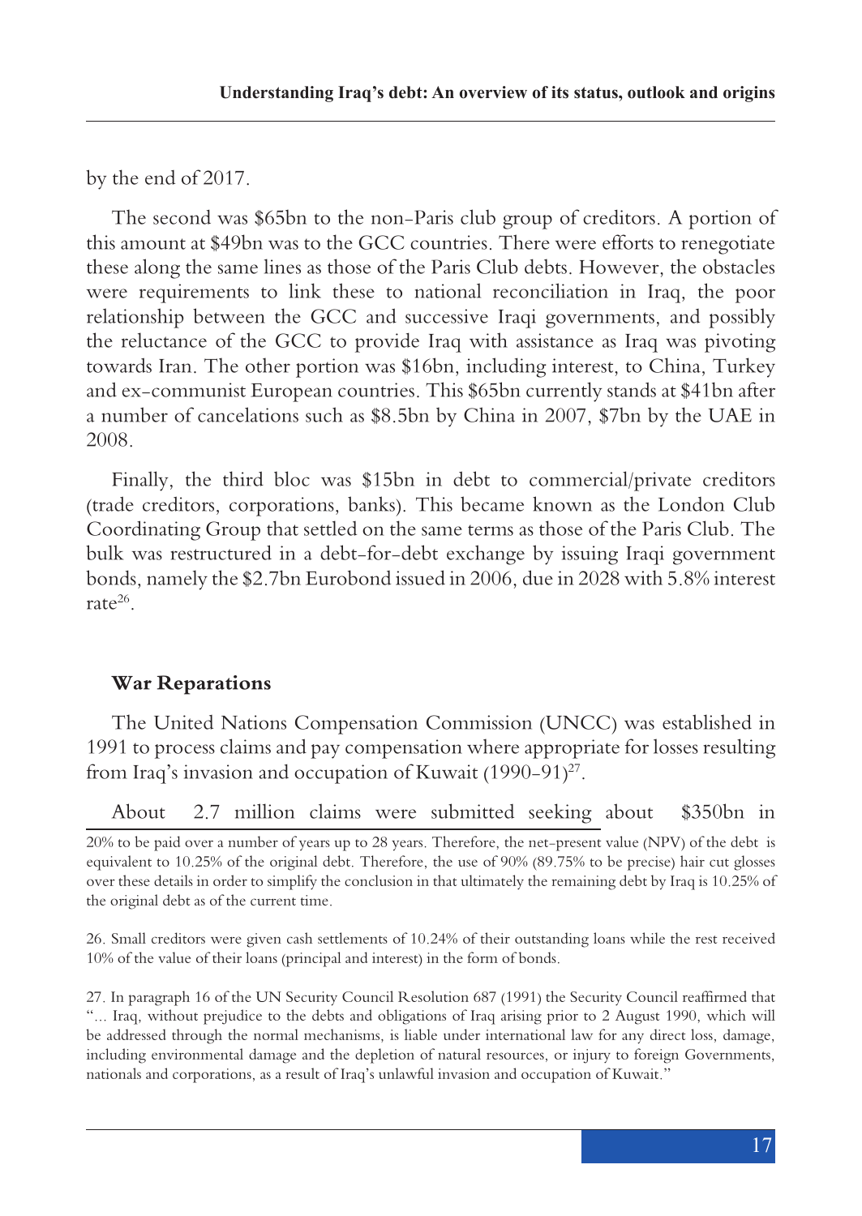by the end of 2017.

The second was $65bn to the non-Paris club group of creditors. A portion of this amount at $49bn was to the GCC countries. There were efforts to renegotiate these along the same lines as those of the Paris Club debts. However, the obstacles were requirements to link these to national reconciliation in Iraq, the poor relationship between the GCC and successive Iraqi governments, and possibly the reluctance of the GCC to provide Iraq with assistance as Iraq was pivoting towards Iran. The other portion was $16bn, including interest, to China, Turkey and ex-communist European countries. This $65bn currently stands at $41bn after a number of cancelations such as $8.5bn by China in 2007, $7bn by the UAE in 2008.

Finally, the third bloc was $15bn in debt to commercial/private creditors (trade creditors, corporations, banks). This became known as the London Club Coordinating Group that settled on the same terms as those of the Paris Club. The bulk was restructured in a debt-for-debt exchange by issuing Iraqi government bonds, namely the $2.7bn Eurobond issued in 2006, due in 2028 with 5.8% interest rate[26].

## War Reparations

The United Nations Compensation Commission (UNCC) was established in 1991 to process claims and pay compensation where appropriate for losses resulting from Iraq's invasion and occupation of Kuwait (1990-91)[27].

About 2.7 million claims were submitted seeking about $350bn in

---

20% to be paid over a number of years up to 28 years. Therefore, the net-present value (NPV) of the debt is equivalent to 10.25% of the original debt. Therefore, the use of 90% (89.75% to be precise) hair cut glosses over these details in order to simplify the conclusion in that ultimately the remaining debt by Iraq is 10.25% of the original debt as of the current time.

26. Small creditors were given cash settlements of 10.24% of their outstanding loans while the rest received 10% of the value of their loans (principal and interest) in the form of bonds.

27. In paragraph 16 of the UN Security Council Resolution 687 (1991) the Security Council reaffirmed that "... Iraq, without prejudice to the debts and obligations of Iraq arising prior to 2 August 1990, which will be addressed through the normal mechanisms, is liable under international law for any direct loss, damage, including environmental damage and the depletion of natural resources, or injury to foreign Governments, nationals and corporations, as a result of Iraq's unlawful invasion and occupation of Kuwait."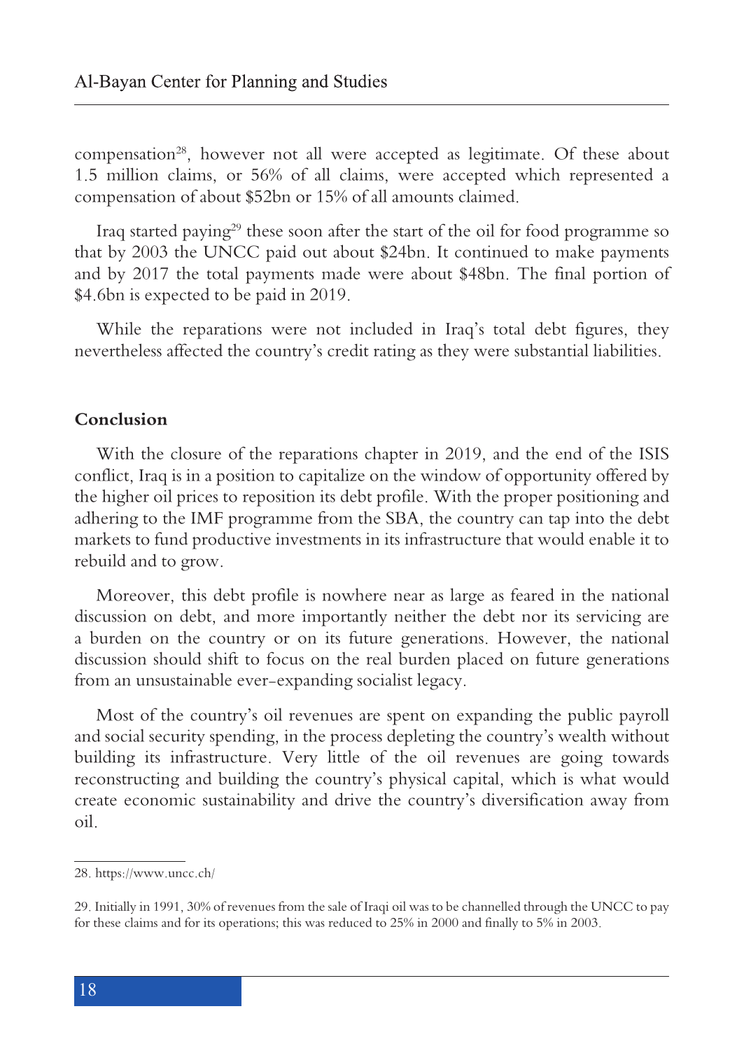compensation[28], however not all were accepted as legitimate. Of these about 1.5 million claims, or 56% of all claims, were accepted which represented a compensation of about $52bn or 15% of all amounts claimed.

Iraq started paying[29] these soon after the start of the oil for food programme so that by 2003 the UNCC paid out about $24bn. It continued to make payments and by 2017 the total payments made were about $48bn. The final portion of $4.6bn is expected to be paid in 2019.

While the reparations were not included in Iraq's total debt figures, they nevertheless affected the country's credit rating as they were substantial liabilities.

## Conclusion

With the closure of the reparations chapter in 2019, and the end of the ISIS conflict, Iraq is in a position to capitalize on the window of opportunity offered by the higher oil prices to reposition its debt profile. With the proper positioning and adhering to the IMF programme from the SBA, the country can tap into the debt markets to fund productive investments in its infrastructure that would enable it to rebuild and to grow.

Moreover, this debt profile is nowhere near as large as feared in the national discussion on debt, and more importantly neither the debt nor its servicing are a burden on the country or on its future generations. However, the national discussion should shift to focus on the real burden placed on future generations from an unsustainable ever-expanding socialist legacy.

Most of the country's oil revenues are spent on expanding the public payroll and social security spending, in the process depleting the country's wealth without building its infrastructure. Very little of the oil revenues are going towards reconstructing and building the country's physical capital, which is what would create economic sustainability and drive the country's diversification away from oil.

---

28. https://www.uncc.ch/

29. Initially in 1991, 30% of revenues from the sale of Iraqi oil was to be channelled through the UNCC to pay for these claims and for its operations; this was reduced to 25% in 2000 and finally to 5% in 2003.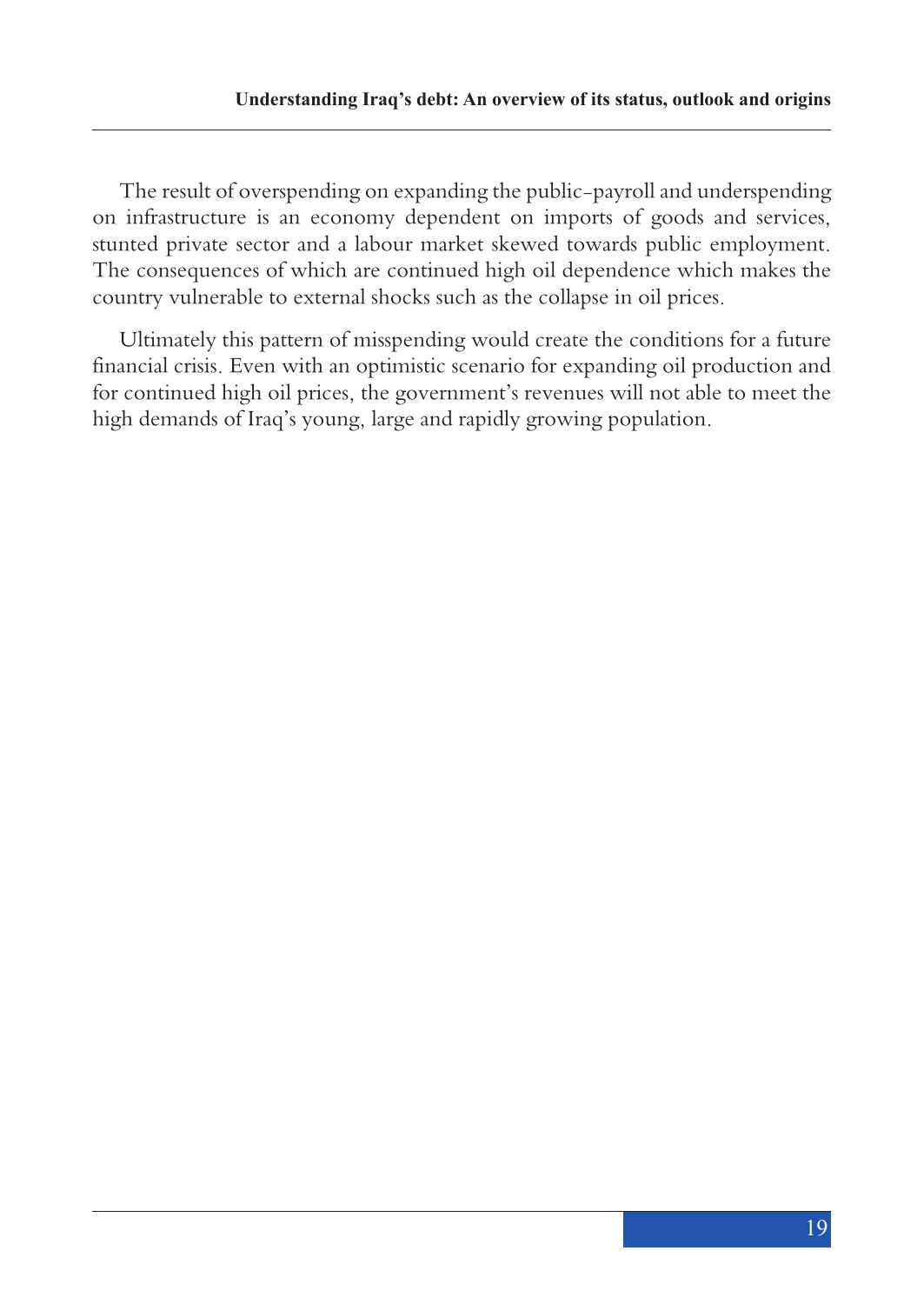The result of overspending on expanding the public-payroll and underspending on infrastructure is an economy dependent on imports of goods and services, stunted private sector and a labour market skewed towards public employment. The consequences of which are continued high oil dependence which makes the country vulnerable to external shocks such as the collapse in oil prices.

Ultimately this pattern of misspending would create the conditions for a future financial crisis. Even with an optimistic scenario for expanding oil production and for continued high oil prices, the government's revenues will not able to meet the high demands of Iraq's young, large and rapidly growing population.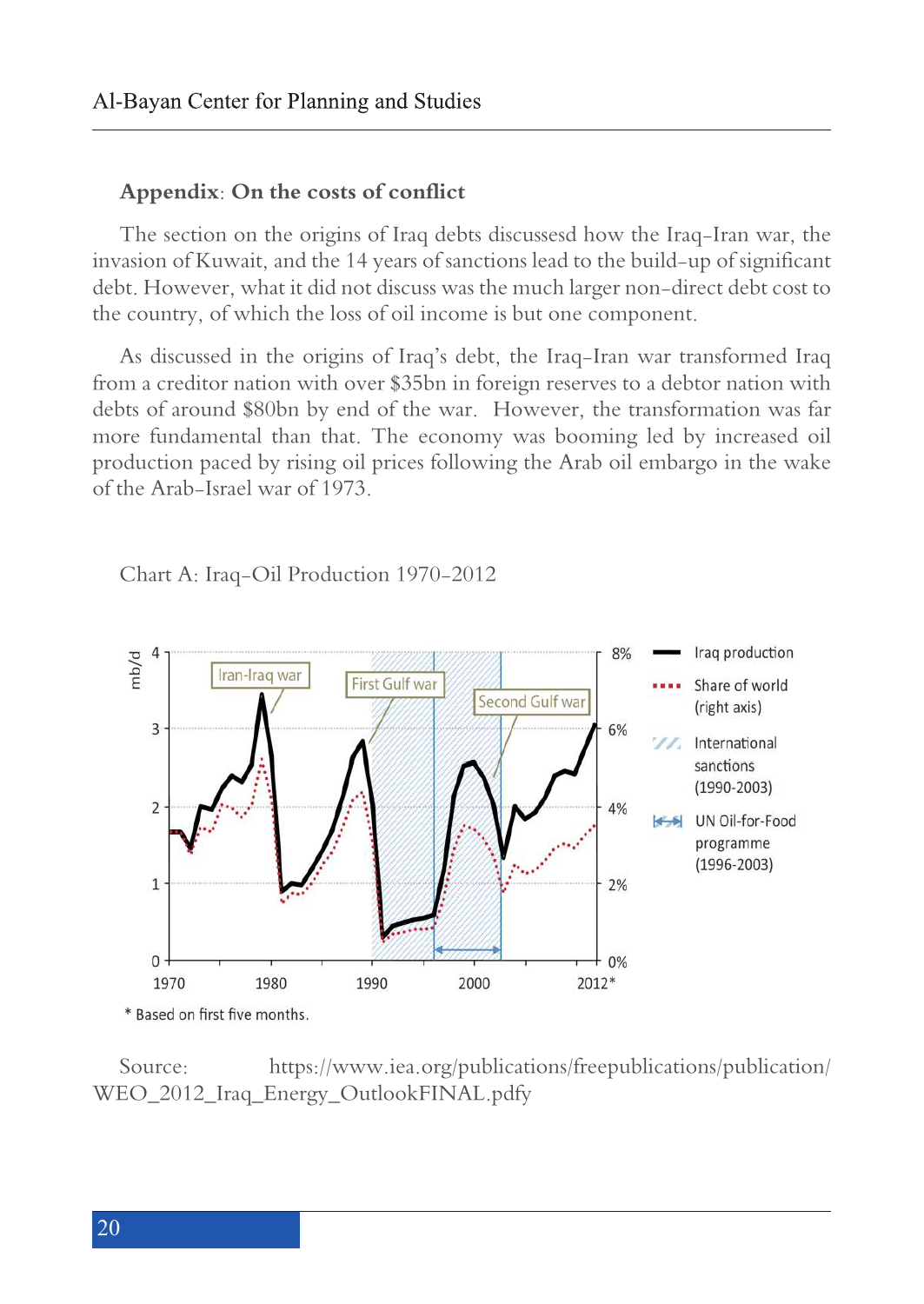## Appendix: On the costs of conflict

The section on the origins of Iraq debts discussesd how the Iraq-Iran war, the invasion of Kuwait, and the 14 years of sanctions lead to the build-up of significant debt. However, what it did not discuss was the much larger non-direct debt cost to the country, of which the loss of oil income is but one component.

As discussed in the origins of Iraq's debt, the Iraq-Iran war transformed Iraq from a creditor nation with over $35bn in foreign reserves to a debtor nation with debts of around $80bn by end of the war. However, the transformation was far more fundamental than that. The economy was booming led by increased oil production paced by rising oil prices following the Arab oil embargo in the wake of the Arab-Israel war of 1973.

Chart A: Iraq-Oil Production 1970-2012

* Based on first five months.

Source: https://www.iea.org/publications/freepublications/publication/WEO_2012_Iraq_Energy_OutlookFINAL.pdfy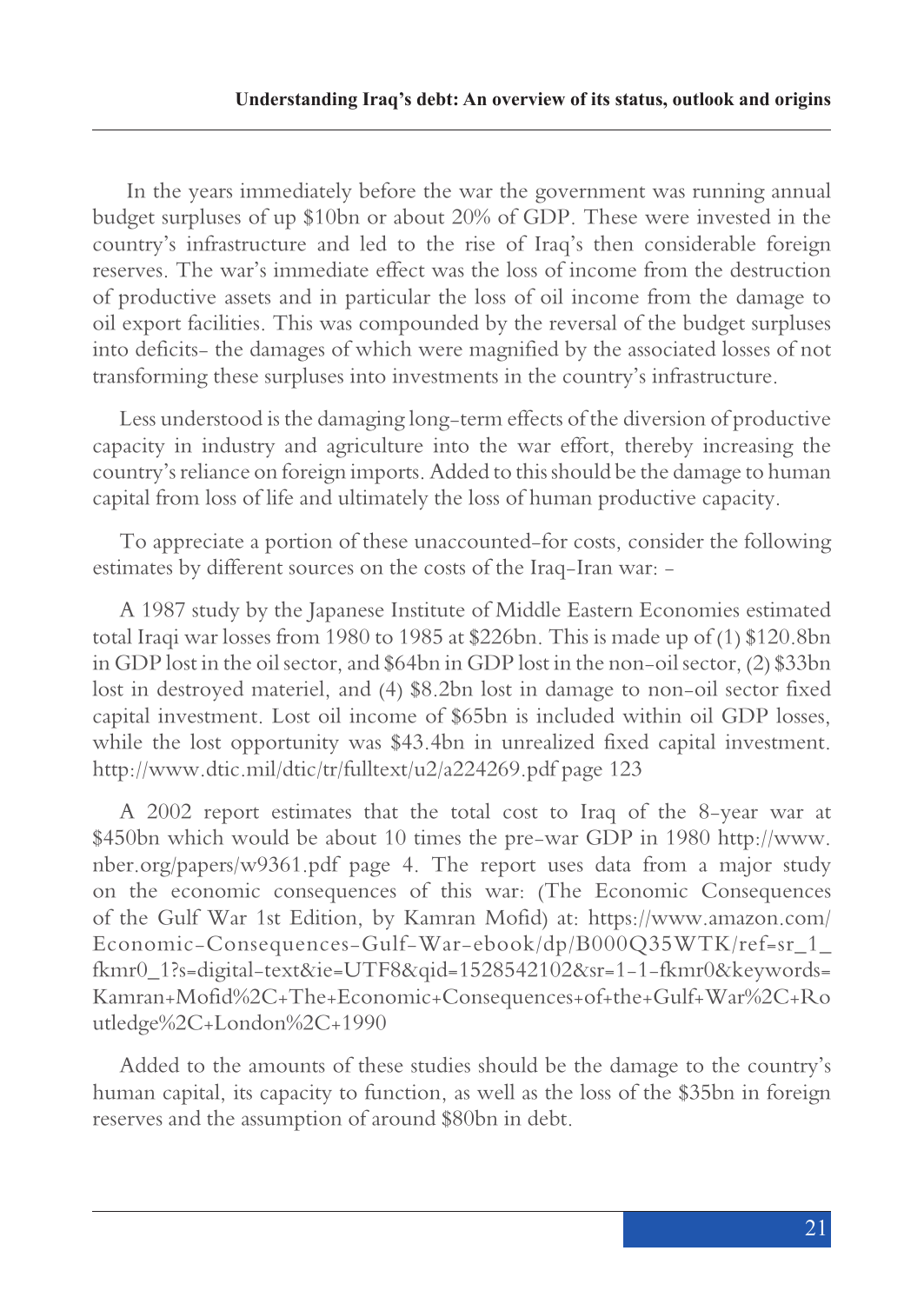In the years immediately before the war the government was running annual budget surpluses of up $10bn or about 20% of GDP. These were invested in the country's infrastructure and led to the rise of Iraq's then considerable foreign reserves. The war's immediate effect was the loss of income from the destruction of productive assets and in particular the loss of oil income from the damage to oil export facilities. This was compounded by the reversal of the budget surpluses into deficits- the damages of which were magnified by the associated losses of not transforming these surpluses into investments in the country's infrastructure.

Less understood is the damaging long-term effects of the diversion of productive capacity in industry and agriculture into the war effort, thereby increasing the country's reliance on foreign imports. Added to this should be the damage to human capital from loss of life and ultimately the loss of human productive capacity.

To appreciate a portion of these unaccounted-for costs, consider the following estimates by different sources on the costs of the Iraq-Iran war: -

A 1987 study by the Japanese Institute of Middle Eastern Economies estimated total Iraqi war losses from 1980 to 1985 at $226bn. This is made up of (1) $120.8bn in GDP lost in the oil sector, and $64bn in GDP lost in the non-oil sector, (2) $33bn lost in destroyed materiel, and (4) $8.2bn lost in damage to non-oil sector fixed capital investment. Lost oil income of $65bn is included within oil GDP losses, while the lost opportunity was $43.4bn in unrealized fixed capital investment. http://www.dtic.mil/dtic/tr/fulltext/u2/a224269.pdf page 123

A 2002 report estimates that the total cost to Iraq of the 8-year war at $450bn which would be about 10 times the pre-war GDP in 1980 http://www.nber.org/papers/w9361.pdf page 4. The report uses data from a major study on the economic consequences of this war: (The Economic Consequences of the Gulf War 1st Edition, by Kamran Mofid) at: https://www.amazon.com/Economic-Consequences-Gulf-War-ebook/dp/B000Q35WTK/ref=sr_1_fkmr0_1?s=digital-text&ie=UTF8&qid=1528542102&sr=1-1-fkmr0&keywords=Kamran+Mofid%2C+The+Economic+Consequences+of+the+Gulf+War%2C+Routledge%2C+London%2C+1990

Added to the amounts of these studies should be the damage to the country's human capital, its capacity to function, as well as the loss of the $35bn in foreign reserves and the assumption of around $80bn in debt.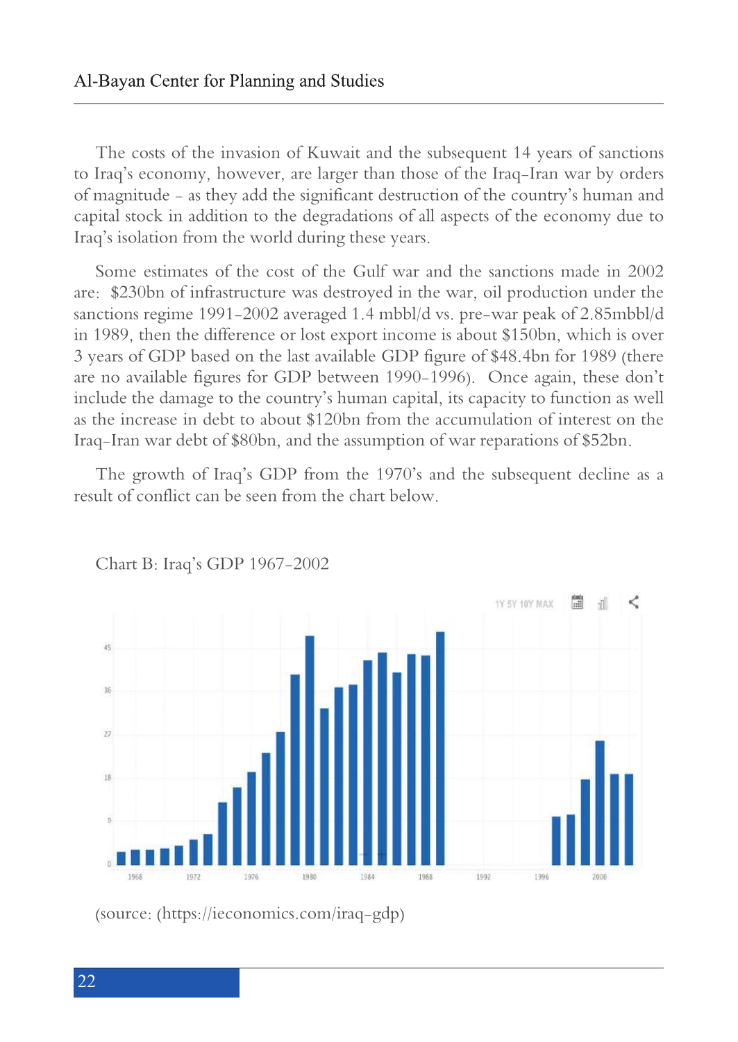The costs of the invasion of Kuwait and the subsequent 14 years of sanctions to Iraq's economy, however, are larger than those of the Iraq-Iran war by orders of magnitude - as they add the significant destruction of the country's human and capital stock in addition to the degradations of all aspects of the economy due to Iraq's isolation from the world during these years.

Some estimates of the cost of the Gulf war and the sanctions made in 2002 are: $230bn of infrastructure was destroyed in the war, oil production under the sanctions regime 1991-2002 averaged 1.4 mbbl/d vs. pre-war peak of 2.85mbbl/d in 1989, then the difference or lost export income is about $150bn, which is over 3 years of GDP based on the last available GDP figure of $48.4bn for 1989 (there are no available figures for GDP between 1990-1996). Once again, these don't include the damage to the country's human capital, its capacity to function as well as the increase in debt to about $120bn from the accumulation of interest on the Iraq-Iran war debt of $80bn, and the assumption of war reparations of $52bn.

The growth of Iraq's GDP from the 1970's and the subsequent decline as a result of conflict can be seen from the chart below.

Chart B: Iraq's GDP 1967-2002

(source: (https://ieconomics.com/iraq-gdp)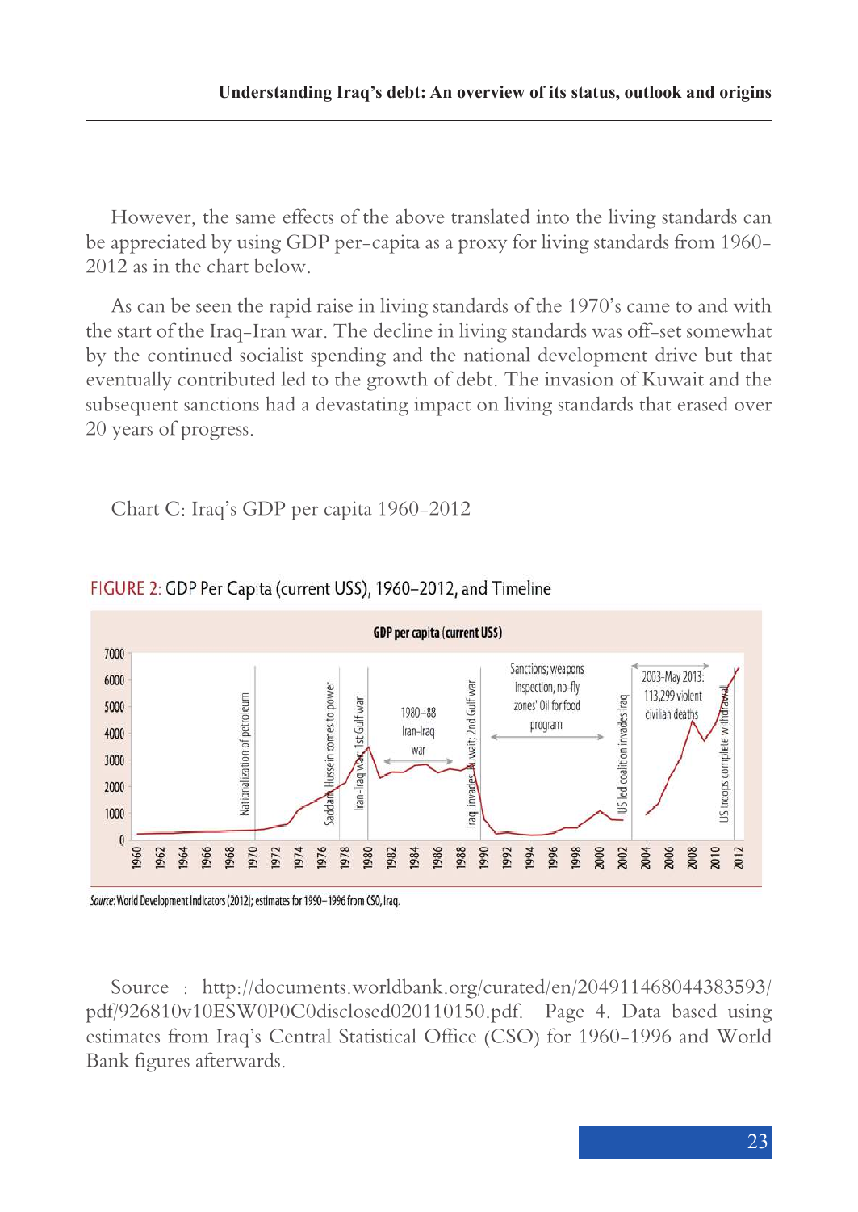However, the same effects of the above translated into the living standards can be appreciated by using GDP per-capita as a proxy for living standards from 1960-2012 as in the chart below.

As can be seen the rapid raise in living standards of the 1970's came to and with the start of the Iraq-Iran war. The decline in living standards was off-set somewhat by the continued socialist spending and the national development drive but that eventually contributed led to the growth of debt. The invasion of Kuwait and the subsequent sanctions had a devastating impact on living standards that erased over 20 years of progress.

Chart C: Iraq's GDP per capita 1960-2012

FIGURE 2: GDP Per Capita (current US$), 1960–2012, and Timeline

*Source*: World Development Indicators (2012); estimates for 1990–1996 from CSO, Iraq.

Source : http://documents.worldbank.org/curated/en/204911468044383593/pdf/926810v10ESW0P0C0disclosed020110150.pdf. Page 4. Data based using estimates from Iraq's Central Statistical Office (CSO) for 1960-1996 and World Bank figures afterwards.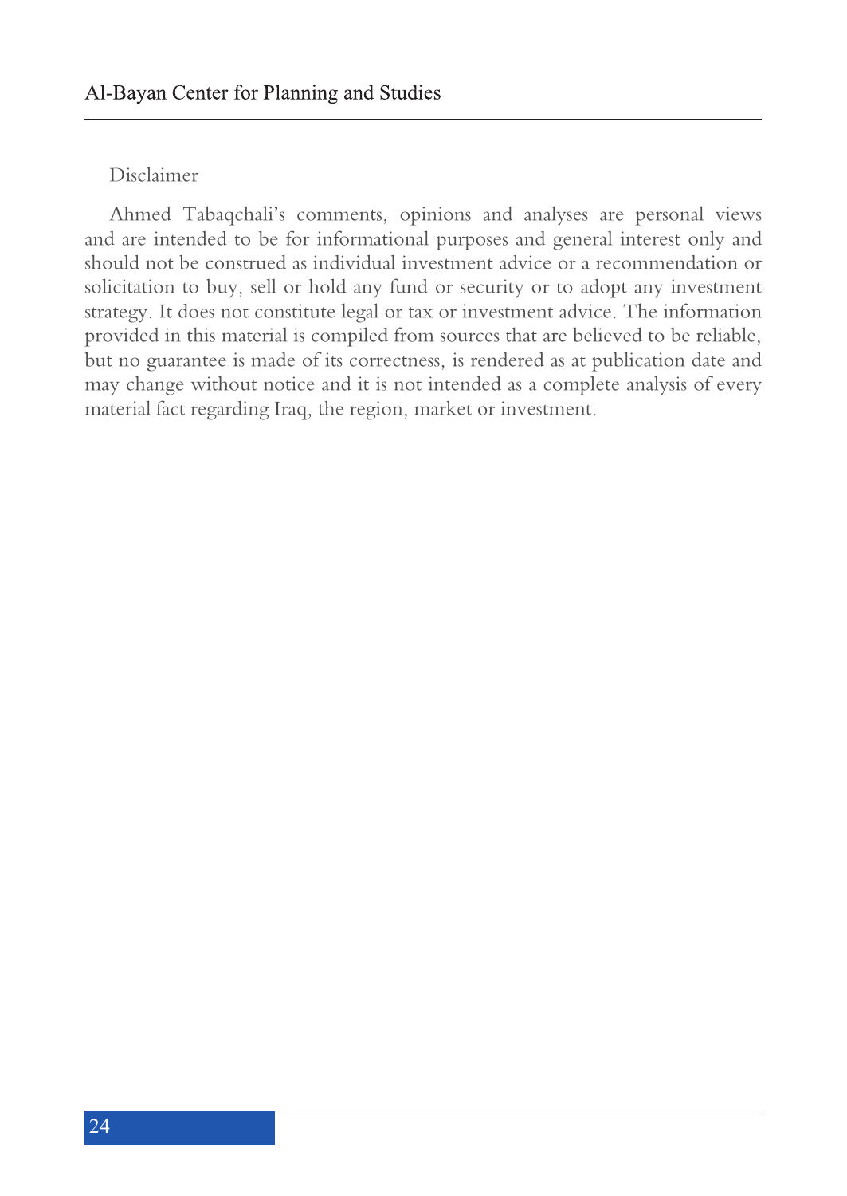Disclaimer

Ahmed Tabaqchali's comments, opinions and analyses are personal views and are intended to be for informational purposes and general interest only and should not be construed as individual investment advice or a recommendation or solicitation to buy, sell or hold any fund or security or to adopt any investment strategy. It does not constitute legal or tax or investment advice. The information provided in this material is compiled from sources that are believed to be reliable, but no guarantee is made of its correctness, is rendered as at publication date and may change without notice and it is not intended as a complete analysis of every material fact regarding Iraq, the region, market or investment.